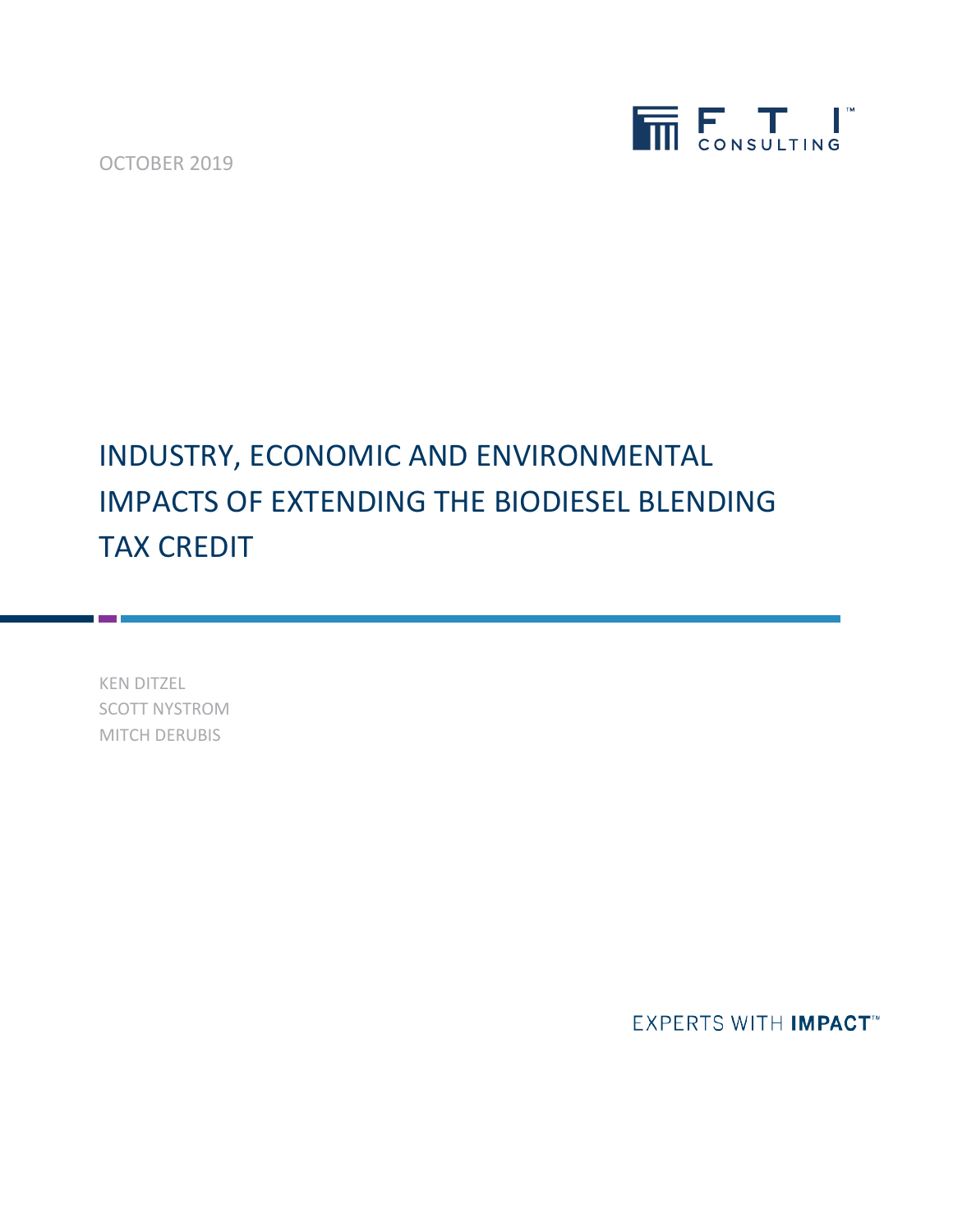OCTOBER 2019

# INDUSTRY, ECONOMIC AND ENVIRONMENTAL IMPACTS OF EXTENDING THE BIODIESEL BLENDING TAX CREDIT

KEN DITZEL
SCOTT NYSTROM
MITCH DERUBIS

EXPERTS WITH **IMPACT**™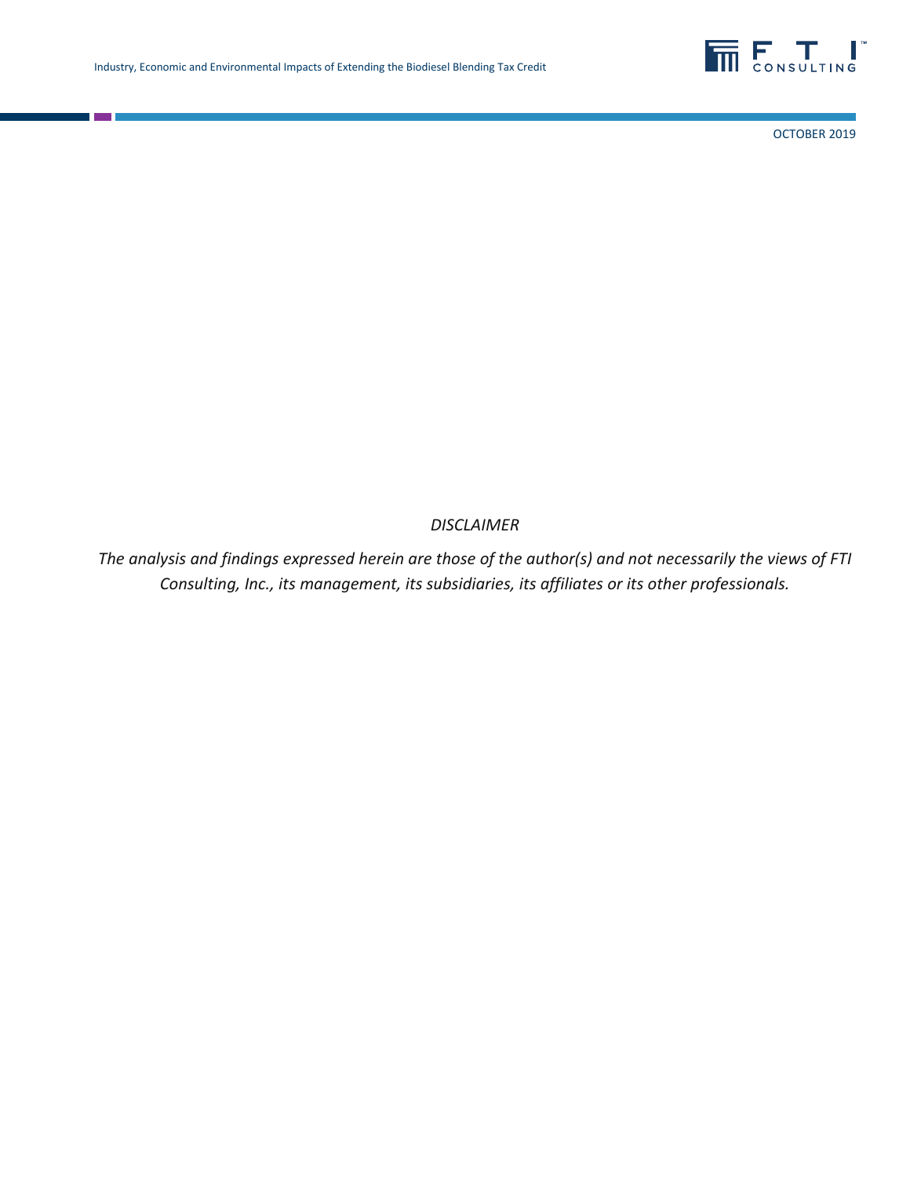*DISCLAIMER*

*The analysis and findings expressed herein are those of the author(s) and not necessarily the views of FTI Consulting, Inc., its management, its subsidiaries, its affiliates or its other professionals.*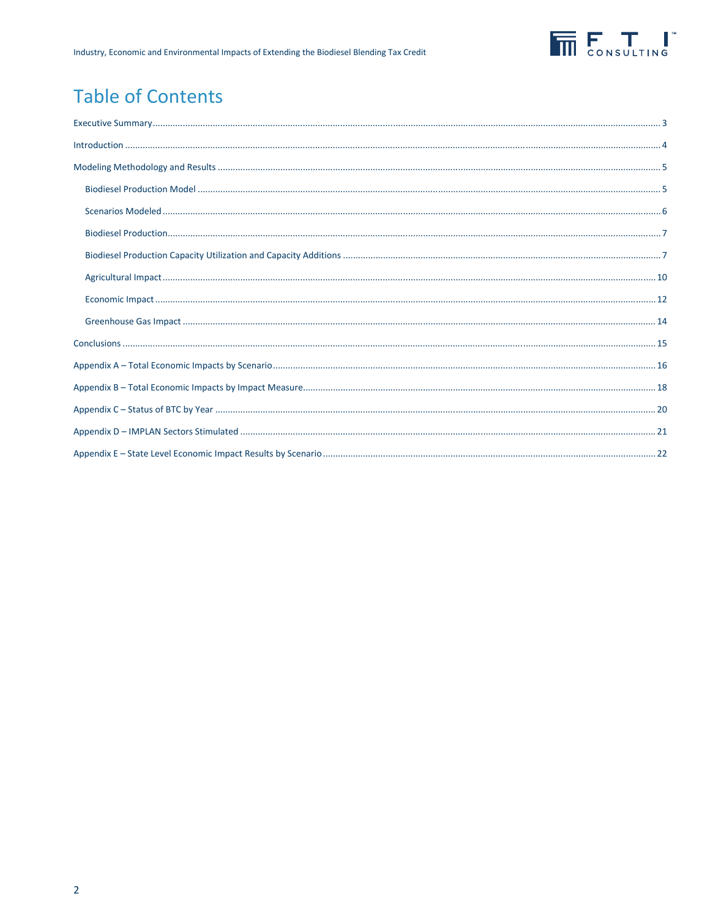# Table of Contents

Executive Summary ........................................................ 3

Introduction ........................................................ 4

Modeling Methodology and Results ........................................................ 5

- Biodiesel Production Model ........................................................ 5
- Scenarios Modeled ........................................................ 6
- Biodiesel Production ........................................................ 7
- Biodiesel Production Capacity Utilization and Capacity Additions ........................................................ 7
- Agricultural Impact ........................................................ 10
- Economic Impact ........................................................ 12
- Greenhouse Gas Impact ........................................................ 14

Conclusions ........................................................ 15

Appendix A – Total Economic Impacts by Scenario ........................................................ 16

Appendix B – Total Economic Impacts by Impact Measure ........................................................ 18

Appendix C – Status of BTC by Year ........................................................ 20

Appendix D – IMPLAN Sectors Stimulated ........................................................ 21

Appendix E – State Level Economic Impact Results by Scenario ........................................................ 22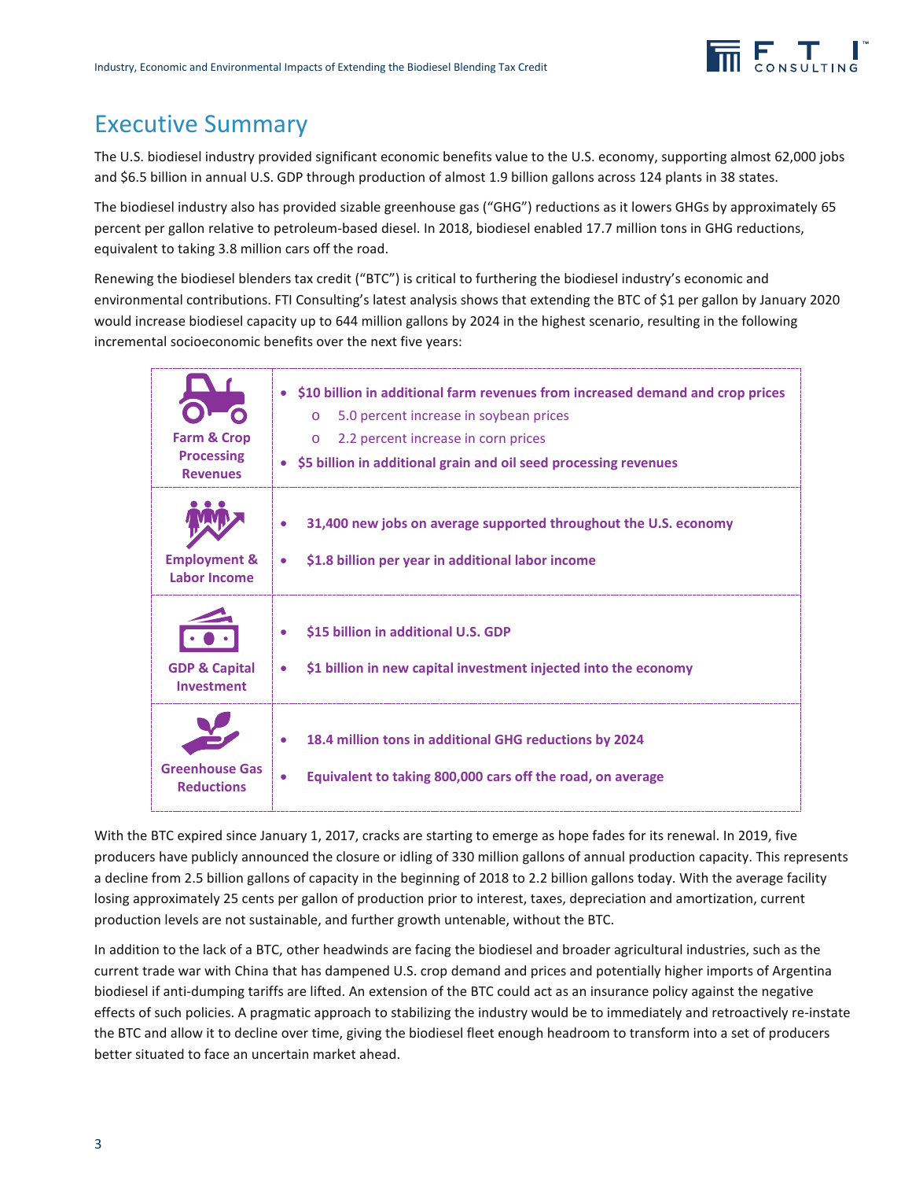# Executive Summary

The U.S. biodiesel industry provided significant economic benefits value to the U.S. economy, supporting almost 62,000 jobs and $6.5 billion in annual U.S. GDP through production of almost 1.9 billion gallons across 124 plants in 38 states.

The biodiesel industry also has provided sizable greenhouse gas ("GHG") reductions as it lowers GHGs by approximately 65 percent per gallon relative to petroleum-based diesel. In 2018, biodiesel enabled 17.7 million tons in GHG reductions, equivalent to taking 3.8 million cars off the road.

Renewing the biodiesel blenders tax credit ("BTC") is critical to furthering the biodiesel industry's economic and environmental contributions. FTI Consulting's latest analysis shows that extending the BTC of $1 per gallon by January 2020 would increase biodiesel capacity up to 644 million gallons by 2024 in the highest scenario, resulting in the following incremental socioeconomic benefits over the next five years:

| | |
|---|---|
| **Farm & Crop Processing Revenues** | • **$10 billion in additional farm revenues from increased demand and crop prices**<br>  o 5.0 percent increase in soybean prices<br>  o 2.2 percent increase in corn prices<br>• **$5 billion in additional grain and oil seed processing revenues** |
| **Employment & Labor Income** | • **31,400 new jobs on average supported throughout the U.S. economy**<br>• **$1.8 billion per year in additional labor income** |
| **GDP & Capital Investment** | • **$15 billion in additional U.S. GDP**<br>• **$1 billion in new capital investment injected into the economy** |
| **Greenhouse Gas Reductions** | • **18.4 million tons in additional GHG reductions by 2024**<br>• **Equivalent to taking 800,000 cars off the road, on average** |

With the BTC expired since January 1, 2017, cracks are starting to emerge as hope fades for its renewal. In 2019, five producers have publicly announced the closure or idling of 330 million gallons of annual production capacity. This represents a decline from 2.5 billion gallons of capacity in the beginning of 2018 to 2.2 billion gallons today. With the average facility losing approximately 25 cents per gallon of production prior to interest, taxes, depreciation and amortization, current production levels are not sustainable, and further growth untenable, without the BTC.

In addition to the lack of a BTC, other headwinds are facing the biodiesel and broader agricultural industries, such as the current trade war with China that has dampened U.S. crop demand and prices and potentially higher imports of Argentina biodiesel if anti-dumping tariffs are lifted. An extension of the BTC could act as an insurance policy against the negative effects of such policies. A pragmatic approach to stabilizing the industry would be to immediately and retroactively re-instate the BTC and allow it to decline over time, giving the biodiesel fleet enough headroom to transform into a set of producers better situated to face an uncertain market ahead.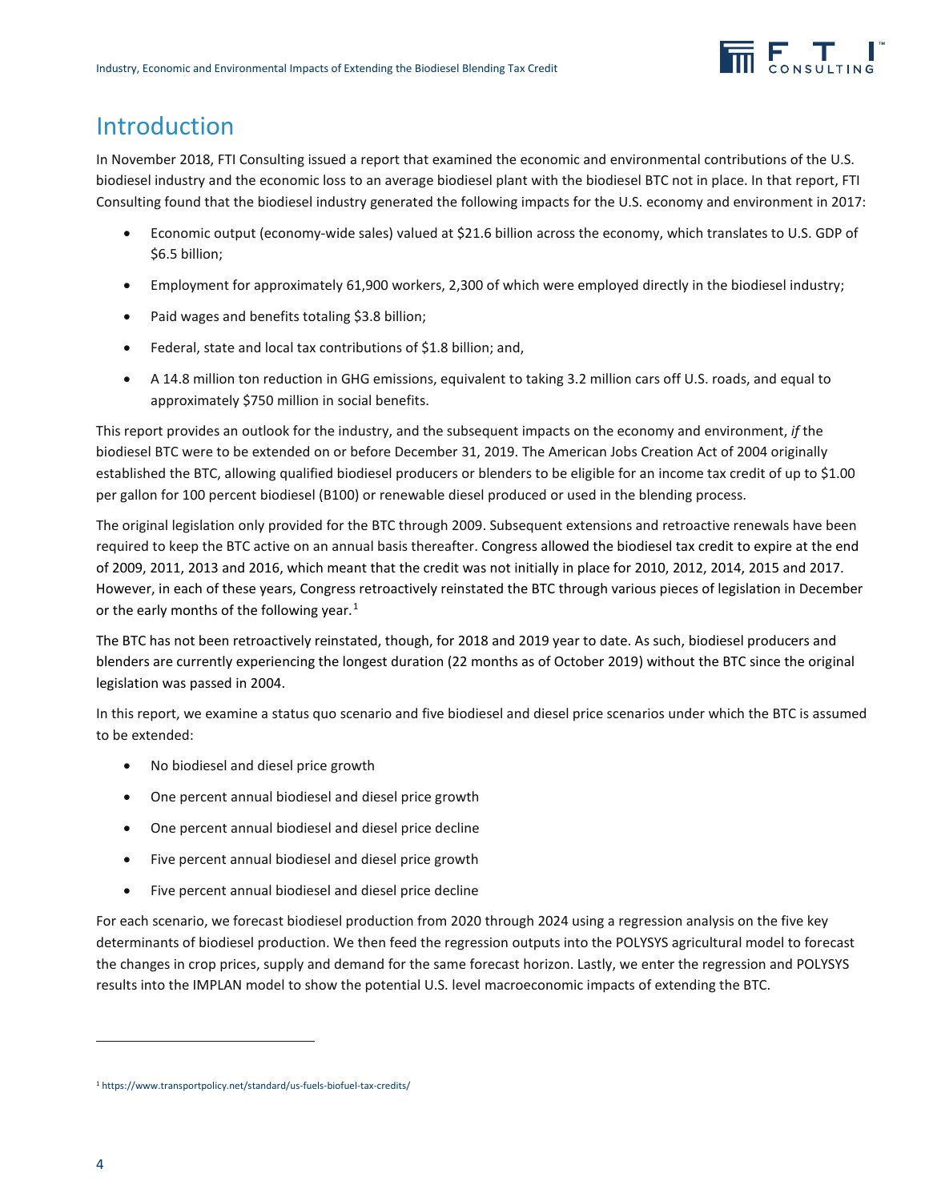# Introduction

In November 2018, FTI Consulting issued a report that examined the economic and environmental contributions of the U.S. biodiesel industry and the economic loss to an average biodiesel plant with the biodiesel BTC not in place. In that report, FTI Consulting found that the biodiesel industry generated the following impacts for the U.S. economy and environment in 2017:

- Economic output (economy-wide sales) valued at $21.6 billion across the economy, which translates to U.S. GDP of $6.5 billion;
- Employment for approximately 61,900 workers, 2,300 of which were employed directly in the biodiesel industry;
- Paid wages and benefits totaling $3.8 billion;
- Federal, state and local tax contributions of $1.8 billion; and,
- A 14.8 million ton reduction in GHG emissions, equivalent to taking 3.2 million cars off U.S. roads, and equal to approximately $750 million in social benefits.

This report provides an outlook for the industry, and the subsequent impacts on the economy and environment, *if* the biodiesel BTC were to be extended on or before December 31, 2019. The American Jobs Creation Act of 2004 originally established the BTC, allowing qualified biodiesel producers or blenders to be eligible for an income tax credit of up to $1.00 per gallon for 100 percent biodiesel (B100) or renewable diesel produced or used in the blending process.

The original legislation only provided for the BTC through 2009. Subsequent extensions and retroactive renewals have been required to keep the BTC active on an annual basis thereafter. Congress allowed the biodiesel tax credit to expire at the end of 2009, 2011, 2013 and 2016, which meant that the credit was not initially in place for 2010, 2012, 2014, 2015 and 2017. However, in each of these years, Congress retroactively reinstated the BTC through various pieces of legislation in December or the early months of the following year.[1]

The BTC has not been retroactively reinstated, though, for 2018 and 2019 year to date. As such, biodiesel producers and blenders are currently experiencing the longest duration (22 months as of October 2019) without the BTC since the original legislation was passed in 2004.

In this report, we examine a status quo scenario and five biodiesel and diesel price scenarios under which the BTC is assumed to be extended:

- No biodiesel and diesel price growth
- One percent annual biodiesel and diesel price growth
- One percent annual biodiesel and diesel price decline
- Five percent annual biodiesel and diesel price growth
- Five percent annual biodiesel and diesel price decline

For each scenario, we forecast biodiesel production from 2020 through 2024 using a regression analysis on the five key determinants of biodiesel production. We then feed the regression outputs into the POLYSYS agricultural model to forecast the changes in crop prices, supply and demand for the same forecast horizon. Lastly, we enter the regression and POLYSYS results into the IMPLAN model to show the potential U.S. level macroeconomic impacts of extending the BTC.

[1] https://www.transportpolicy.net/standard/us-fuels-biofuel-tax-credits/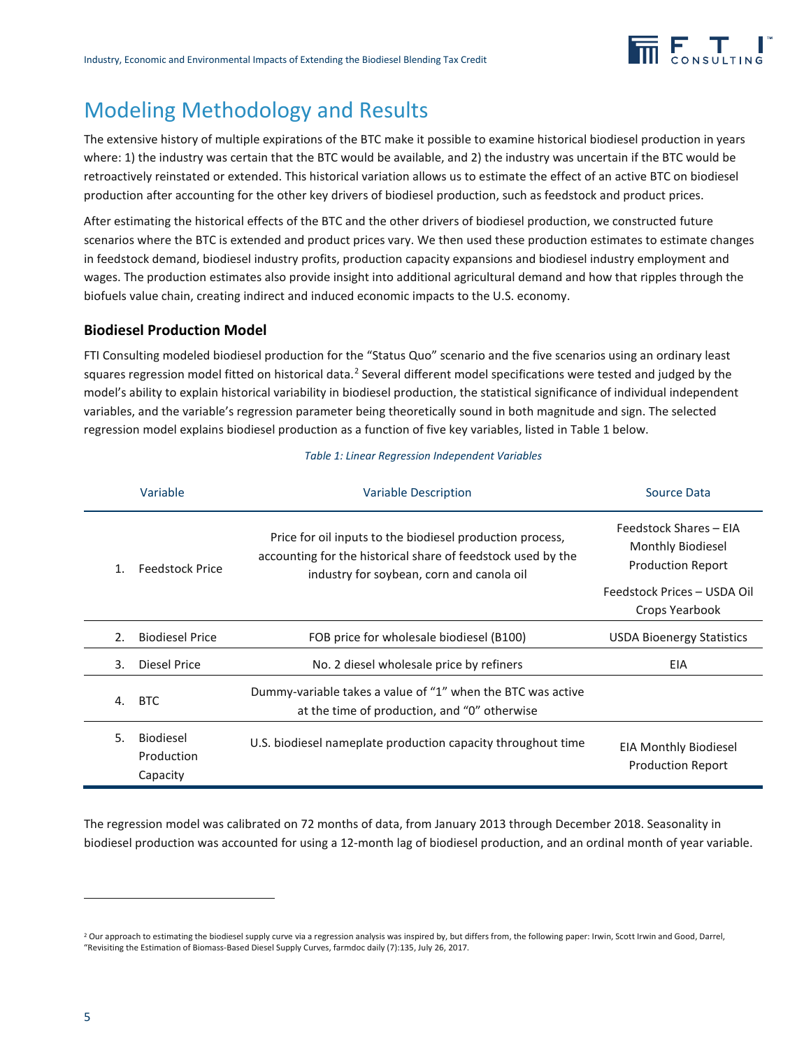# Modeling Methodology and Results

The extensive history of multiple expirations of the BTC make it possible to examine historical biodiesel production in years where: 1) the industry was certain that the BTC would be available, and 2) the industry was uncertain if the BTC would be retroactively reinstated or extended. This historical variation allows us to estimate the effect of an active BTC on biodiesel production after accounting for the other key drivers of biodiesel production, such as feedstock and product prices.

After estimating the historical effects of the BTC and the other drivers of biodiesel production, we constructed future scenarios where the BTC is extended and product prices vary. We then used these production estimates to estimate changes in feedstock demand, biodiesel industry profits, production capacity expansions and biodiesel industry employment and wages. The production estimates also provide insight into additional agricultural demand and how that ripples through the biofuels value chain, creating indirect and induced economic impacts to the U.S. economy.

### Biodiesel Production Model

FTI Consulting modeled biodiesel production for the "Status Quo" scenario and the five scenarios using an ordinary least squares regression model fitted on historical data.[2] Several different model specifications were tested and judged by the model's ability to explain historical variability in biodiesel production, the statistical significance of individual independent variables, and the variable's regression parameter being theoretically sound in both magnitude and sign. The selected regression model explains biodiesel production as a function of five key variables, listed in Table 1 below.

*Table 1: Linear Regression Independent Variables*

| | Variable | Variable Description | Source Data |
|---|---|---|---|
| 1. | Feedstock Price | Price for oil inputs to the biodiesel production process, accounting for the historical share of feedstock used by the industry for soybean, corn and canola oil | Feedstock Shares – EIA Monthly Biodiesel Production Report<br>Feedstock Prices – USDA Oil Crops Yearbook |
| 2. | Biodiesel Price | FOB price for wholesale biodiesel (B100) | USDA Bioenergy Statistics |
| 3. | Diesel Price | No. 2 diesel wholesale price by refiners | EIA |
| 4. | BTC | Dummy-variable takes a value of "1" when the BTC was active at the time of production, and "0" otherwise | |
| 5. | Biodiesel Production Capacity | U.S. biodiesel nameplate production capacity throughout time | EIA Monthly Biodiesel Production Report |

The regression model was calibrated on 72 months of data, from January 2013 through December 2018. Seasonality in biodiesel production was accounted for using a 12-month lag of biodiesel production, and an ordinal month of year variable.

---

[2] Our approach to estimating the biodiesel supply curve via a regression analysis was inspired by, but differs from, the following paper: Irwin, Scott Irwin and Good, Darrel, "Revisiting the Estimation of Biomass-Based Diesel Supply Curves, farmdoc daily (7):135, July 26, 2017.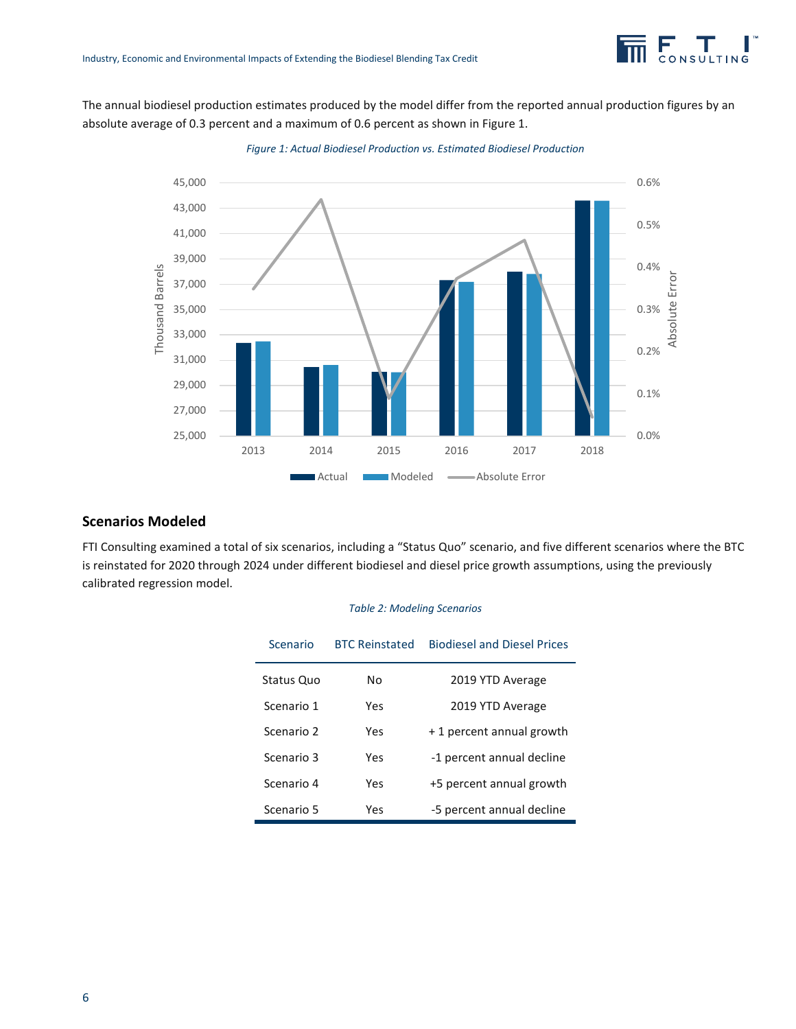The annual biodiesel production estimates produced by the model differ from the reported annual production figures by an absolute average of 0.3 percent and a maximum of 0.6 percent as shown in Figure 1.

*Figure 1: Actual Biodiesel Production vs. Estimated Biodiesel Production*

## Scenarios Modeled

FTI Consulting examined a total of six scenarios, including a "Status Quo" scenario, and five different scenarios where the BTC is reinstated for 2020 through 2024 under different biodiesel and diesel price growth assumptions, using the previously calibrated regression model.

*Table 2: Modeling Scenarios*

| Scenario | BTC Reinstated | Biodiesel and Diesel Prices |
|---|---|---|
| Status Quo | No | 2019 YTD Average |
| Scenario 1 | Yes | 2019 YTD Average |
| Scenario 2 | Yes | + 1 percent annual growth |
| Scenario 3 | Yes | -1 percent annual decline |
| Scenario 4 | Yes | +5 percent annual growth |
| Scenario 5 | Yes | -5 percent annual decline |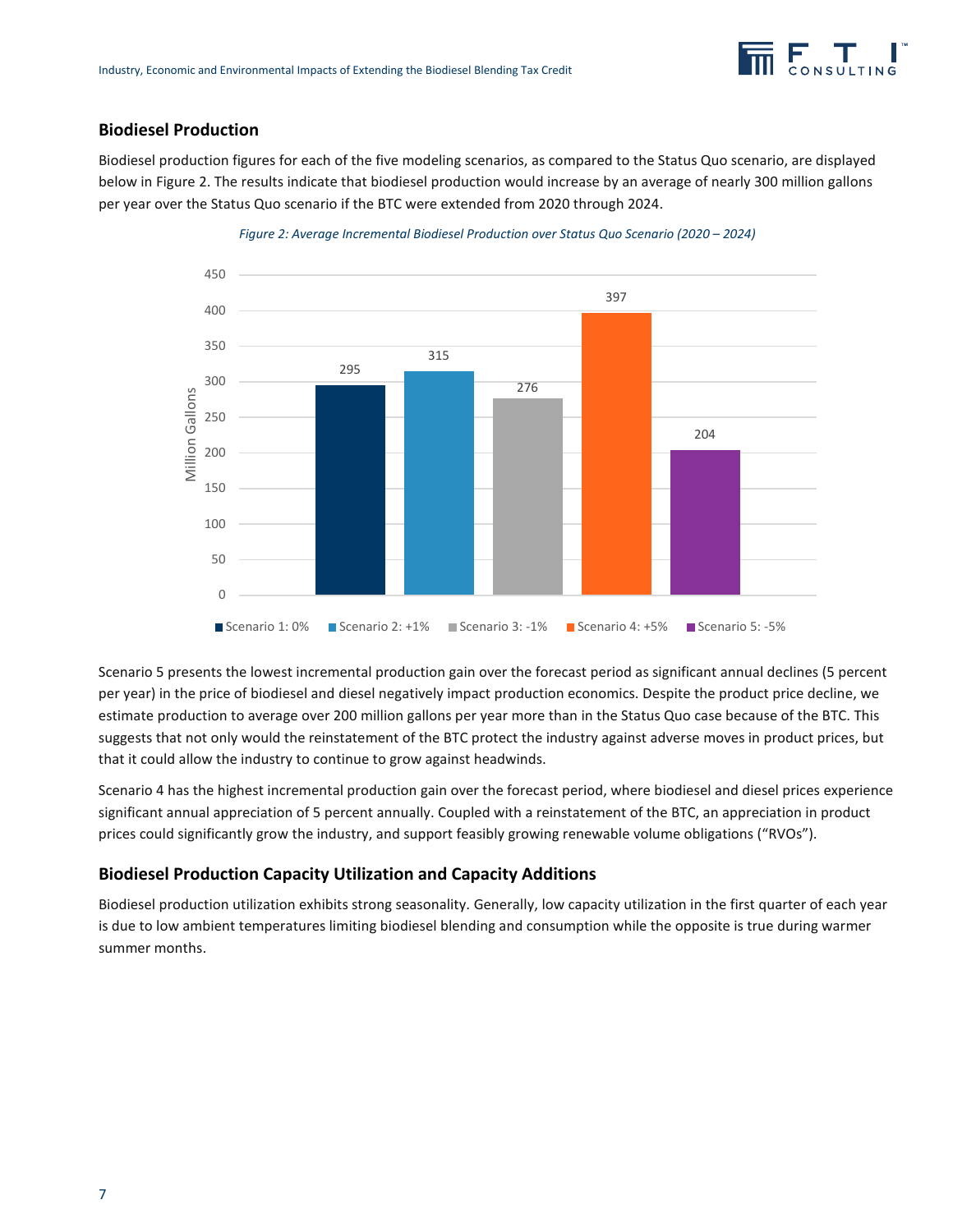## Biodiesel Production

Biodiesel production figures for each of the five modeling scenarios, as compared to the Status Quo scenario, are displayed below in Figure 2. The results indicate that biodiesel production would increase by an average of nearly 300 million gallons per year over the Status Quo scenario if the BTC were extended from 2020 through 2024.

*Figure 2: Average Incremental Biodiesel Production over Status Quo Scenario (2020 – 2024)*

| Scenario | Million Gallons |
|---|---|
| Scenario 1: 0% | 295 |
| Scenario 2: +1% | 315 |
| Scenario 3: -1% | 276 |
| Scenario 4: +5% | 397 |
| Scenario 5: -5% | 204 |

Scenario 5 presents the lowest incremental production gain over the forecast period as significant annual declines (5 percent per year) in the price of biodiesel and diesel negatively impact production economics. Despite the product price decline, we estimate production to average over 200 million gallons per year more than in the Status Quo case because of the BTC. This suggests that not only would the reinstatement of the BTC protect the industry against adverse moves in product prices, but that it could allow the industry to continue to grow against headwinds.

Scenario 4 has the highest incremental production gain over the forecast period, where biodiesel and diesel prices experience significant annual appreciation of 5 percent annually. Coupled with a reinstatement of the BTC, an appreciation in product prices could significantly grow the industry, and support feasibly growing renewable volume obligations ("RVOs").

## Biodiesel Production Capacity Utilization and Capacity Additions

Biodiesel production utilization exhibits strong seasonality. Generally, low capacity utilization in the first quarter of each year is due to low ambient temperatures limiting biodiesel blending and consumption while the opposite is true during warmer summer months.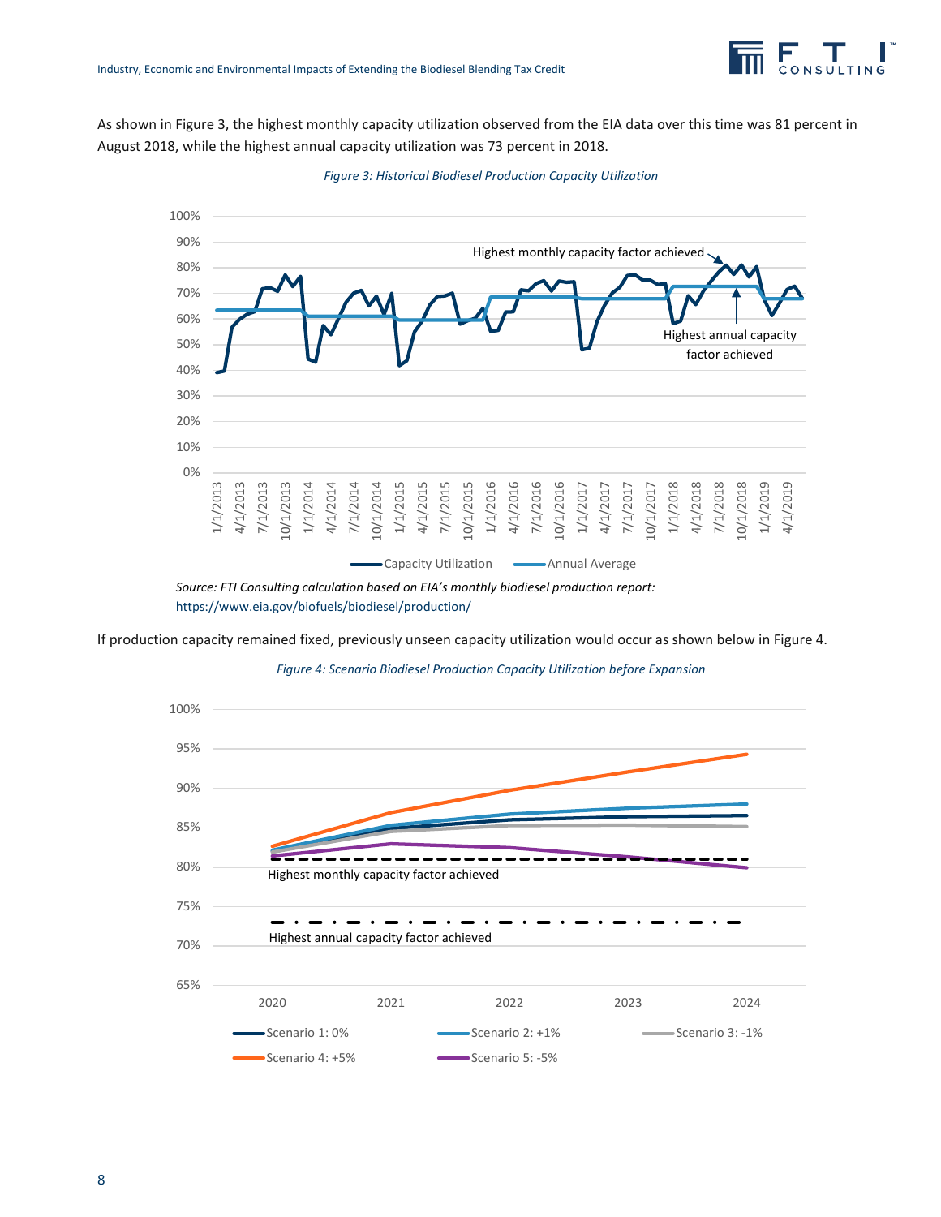As shown in Figure 3, the highest monthly capacity utilization observed from the EIA data over this time was 81 percent in August 2018, while the highest annual capacity utilization was 73 percent in 2018.

*Figure 3: Historical Biodiesel Production Capacity Utilization*

*Source: FTI Consulting calculation based on EIA's monthly biodiesel production report:* https://www.eia.gov/biofuels/biodiesel/production/

If production capacity remained fixed, previously unseen capacity utilization would occur as shown below in Figure 4.

*Figure 4: Scenario Biodiesel Production Capacity Utilization before Expansion*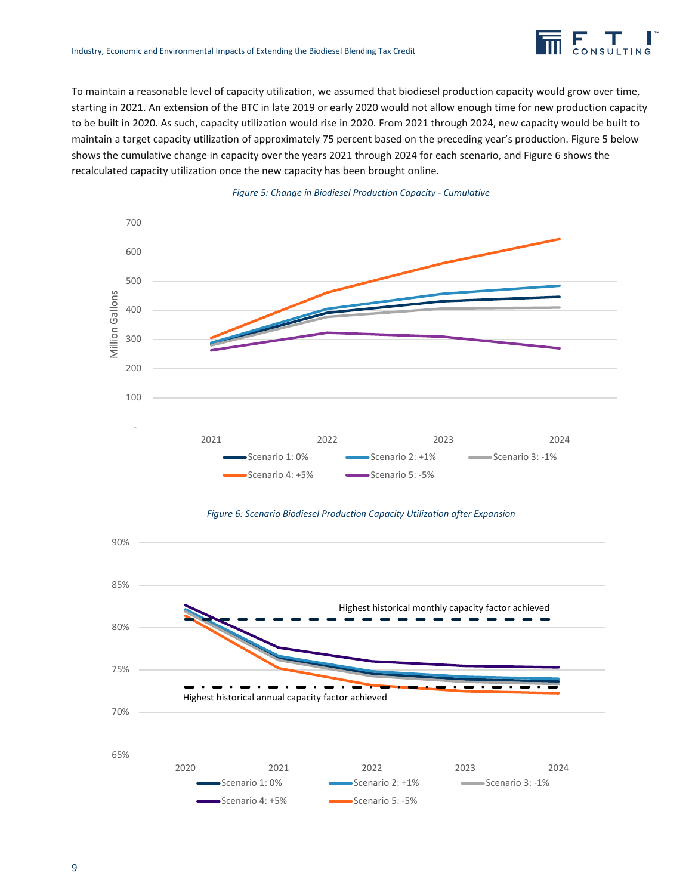To maintain a reasonable level of capacity utilization, we assumed that biodiesel production capacity would grow over time, starting in 2021. An extension of the BTC in late 2019 or early 2020 would not allow enough time for new production capacity to be built in 2020. As such, capacity utilization would rise in 2020. From 2021 through 2024, new capacity would be built to maintain a target capacity utilization of approximately 75 percent based on the preceding year's production. Figure 5 below shows the cumulative change in capacity over the years 2021 through 2024 for each scenario, and Figure 6 shows the recalculated capacity utilization once the new capacity has been brought online.

*Figure 5: Change in Biodiesel Production Capacity - Cumulative*

*Figure 6: Scenario Biodiesel Production Capacity Utilization after Expansion*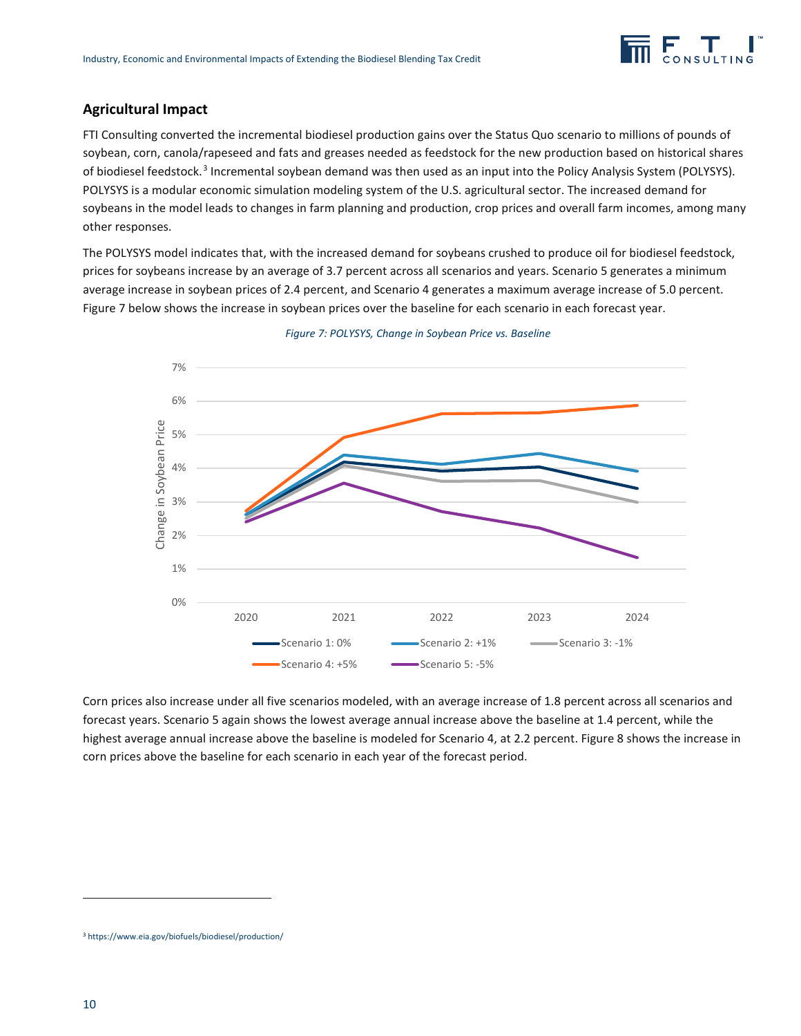## Agricultural Impact

FTI Consulting converted the incremental biodiesel production gains over the Status Quo scenario to millions of pounds of soybean, corn, canola/rapeseed and fats and greases needed as feedstock for the new production based on historical shares of biodiesel feedstock.[3] Incremental soybean demand was then used as an input into the Policy Analysis System (POLYSYS). POLYSYS is a modular economic simulation modeling system of the U.S. agricultural sector. The increased demand for soybeans in the model leads to changes in farm planning and production, crop prices and overall farm incomes, among many other responses.

The POLYSYS model indicates that, with the increased demand for soybeans crushed to produce oil for biodiesel feedstock, prices for soybeans increase by an average of 3.7 percent across all scenarios and years. Scenario 5 generates a minimum average increase in soybean prices of 2.4 percent, and Scenario 4 generates a maximum average increase of 5.0 percent. Figure 7 below shows the increase in soybean prices over the baseline for each scenario in each forecast year.

*Figure 7: POLYSYS, Change in Soybean Price vs. Baseline*

Corn prices also increase under all five scenarios modeled, with an average increase of 1.8 percent across all scenarios and forecast years. Scenario 5 again shows the lowest average annual increase above the baseline at 1.4 percent, while the highest average annual increase above the baseline is modeled for Scenario 4, at 2.2 percent. Figure 8 shows the increase in corn prices above the baseline for each scenario in each year of the forecast period.

[3] https://www.eia.gov/biofuels/biodiesel/production/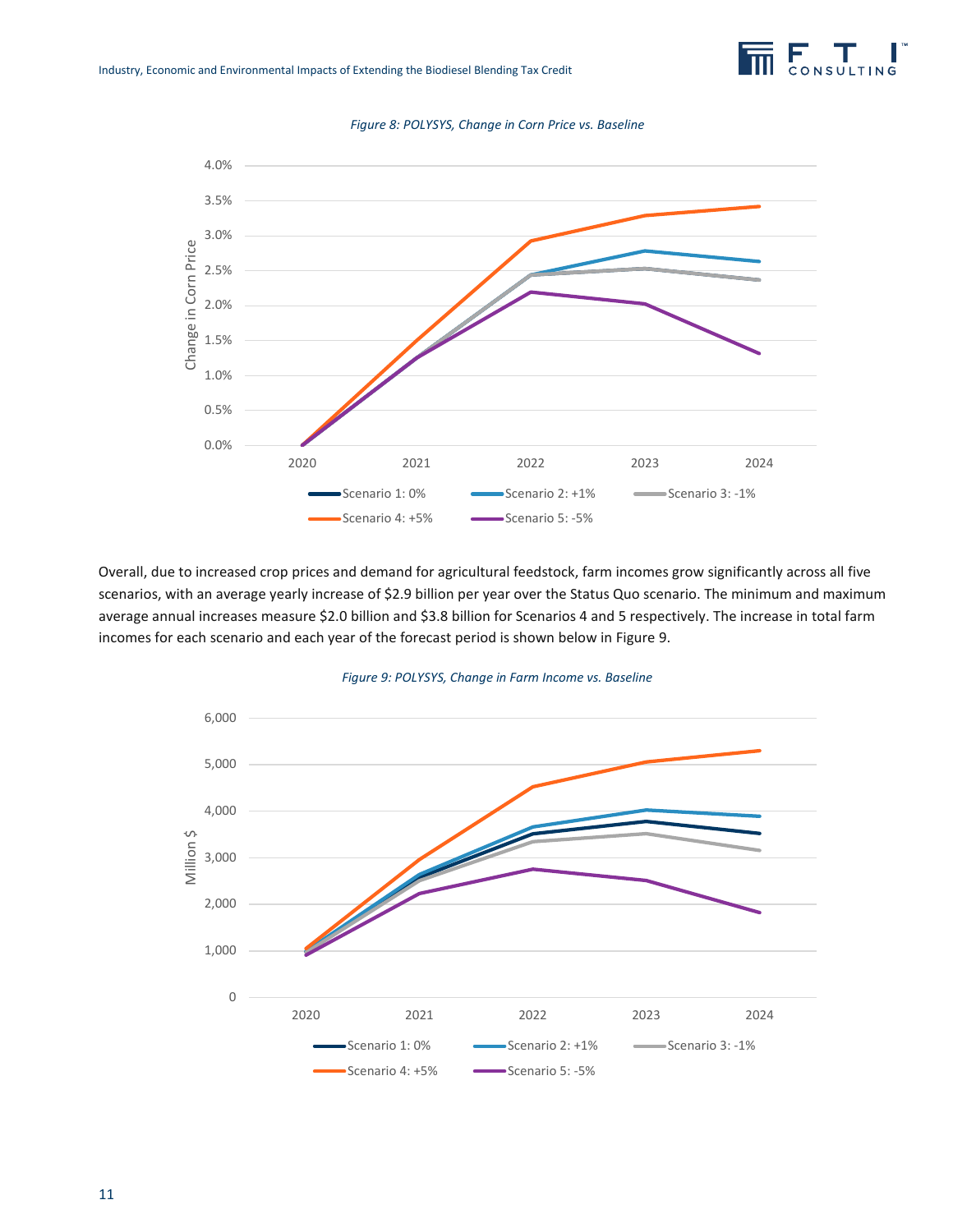*Figure 8: POLYSYS, Change in Corn Price vs. Baseline*

Overall, due to increased crop prices and demand for agricultural feedstock, farm incomes grow significantly across all five scenarios, with an average yearly increase of $2.9 billion per year over the Status Quo scenario. The minimum and maximum average annual increases measure $2.0 billion and $3.8 billion for Scenarios 4 and 5 respectively. The increase in total farm incomes for each scenario and each year of the forecast period is shown below in Figure 9.

*Figure 9: POLYSYS, Change in Farm Income vs. Baseline*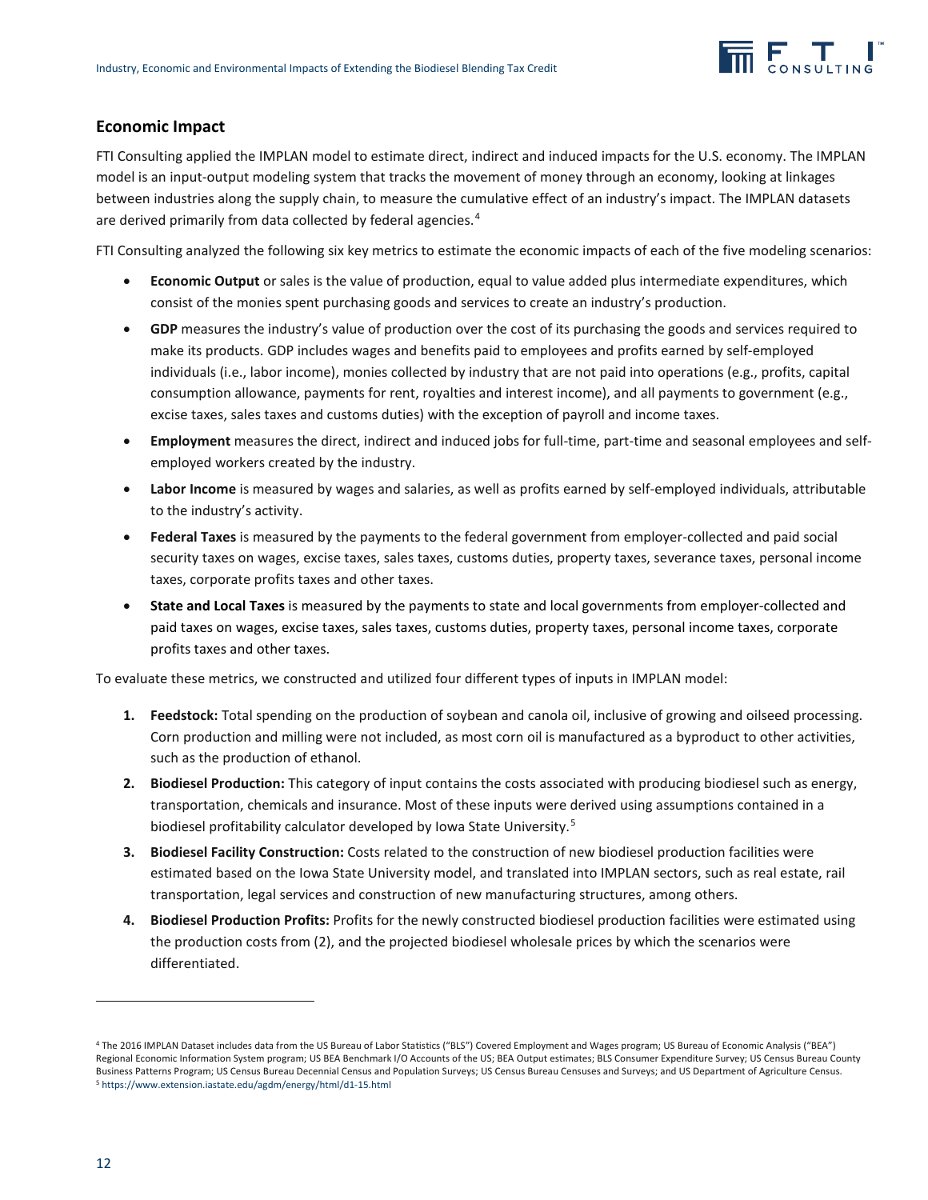## Economic Impact

FTI Consulting applied the IMPLAN model to estimate direct, indirect and induced impacts for the U.S. economy. The IMPLAN model is an input-output modeling system that tracks the movement of money through an economy, looking at linkages between industries along the supply chain, to measure the cumulative effect of an industry's impact. The IMPLAN datasets are derived primarily from data collected by federal agencies.[4]

FTI Consulting analyzed the following six key metrics to estimate the economic impacts of each of the five modeling scenarios:

- **Economic Output** or sales is the value of production, equal to value added plus intermediate expenditures, which consist of the monies spent purchasing goods and services to create an industry's production.
- **GDP** measures the industry's value of production over the cost of its purchasing the goods and services required to make its products. GDP includes wages and benefits paid to employees and profits earned by self-employed individuals (i.e., labor income), monies collected by industry that are not paid into operations (e.g., profits, capital consumption allowance, payments for rent, royalties and interest income), and all payments to government (e.g., excise taxes, sales taxes and customs duties) with the exception of payroll and income taxes.
- **Employment** measures the direct, indirect and induced jobs for full-time, part-time and seasonal employees and self-employed workers created by the industry.
- **Labor Income** is measured by wages and salaries, as well as profits earned by self-employed individuals, attributable to the industry's activity.
- **Federal Taxes** is measured by the payments to the federal government from employer-collected and paid social security taxes on wages, excise taxes, sales taxes, customs duties, property taxes, severance taxes, personal income taxes, corporate profits taxes and other taxes.
- **State and Local Taxes** is measured by the payments to state and local governments from employer-collected and paid taxes on wages, excise taxes, sales taxes, customs duties, property taxes, personal income taxes, corporate profits taxes and other taxes.

To evaluate these metrics, we constructed and utilized four different types of inputs in IMPLAN model:

1. **Feedstock:** Total spending on the production of soybean and canola oil, inclusive of growing and oilseed processing. Corn production and milling were not included, as most corn oil is manufactured as a byproduct to other activities, such as the production of ethanol.
2. **Biodiesel Production:** This category of input contains the costs associated with producing biodiesel such as energy, transportation, chemicals and insurance. Most of these inputs were derived using assumptions contained in a biodiesel profitability calculator developed by Iowa State University.[5]
3. **Biodiesel Facility Construction:** Costs related to the construction of new biodiesel production facilities were estimated based on the Iowa State University model, and translated into IMPLAN sectors, such as real estate, rail transportation, legal services and construction of new manufacturing structures, among others.
4. **Biodiesel Production Profits:** Profits for the newly constructed biodiesel production facilities were estimated using the production costs from (2), and the projected biodiesel wholesale prices by which the scenarios were differentiated.

---

[4] The 2016 IMPLAN Dataset includes data from the US Bureau of Labor Statistics ("BLS") Covered Employment and Wages program; US Bureau of Economic Analysis ("BEA") Regional Economic Information System program; US BEA Benchmark I/O Accounts of the US; BEA Output estimates; BLS Consumer Expenditure Survey; US Census Bureau County Business Patterns Program; US Census Bureau Decennial Census and Population Surveys; US Census Bureau Censuses and Surveys; and US Department of Agriculture Census.

[5] https://www.extension.iastate.edu/agdm/energy/html/d1-15.html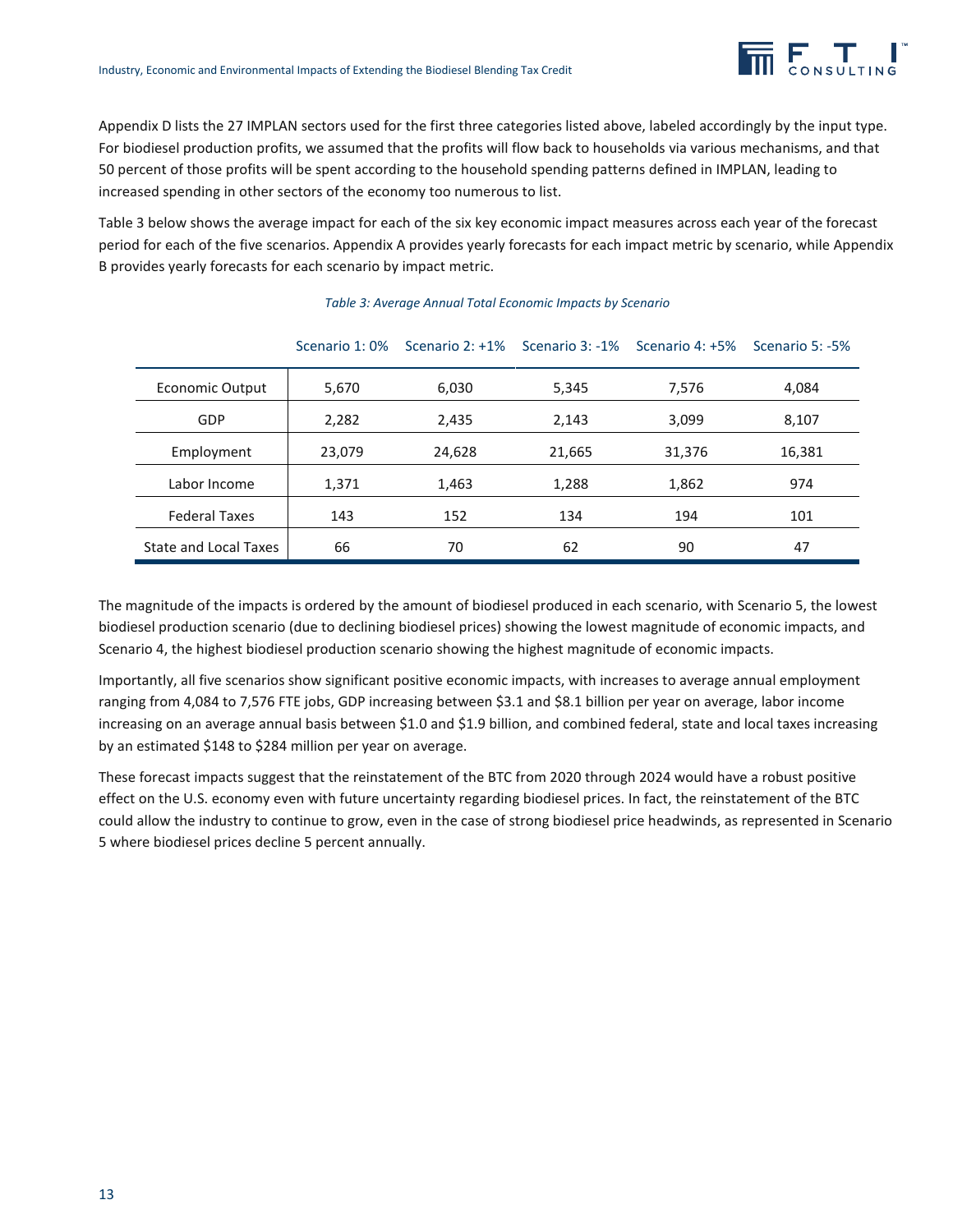Appendix D lists the 27 IMPLAN sectors used for the first three categories listed above, labeled accordingly by the input type. For biodiesel production profits, we assumed that the profits will flow back to households via various mechanisms, and that 50 percent of those profits will be spent according to the household spending patterns defined in IMPLAN, leading to increased spending in other sectors of the economy too numerous to list.

Table 3 below shows the average impact for each of the six key economic impact measures across each year of the forecast period for each of the five scenarios. Appendix A provides yearly forecasts for each impact metric by scenario, while Appendix B provides yearly forecasts for each scenario by impact metric.

*Table 3: Average Annual Total Economic Impacts by Scenario*

| | Scenario 1: 0% | Scenario 2: +1% | Scenario 3: -1% | Scenario 4: +5% | Scenario 5: -5% |
|---|---|---|---|---|---|
| Economic Output | 5,670 | 6,030 | 5,345 | 7,576 | 4,084 |
| GDP | 2,282 | 2,435 | 2,143 | 3,099 | 8,107 |
| Employment | 23,079 | 24,628 | 21,665 | 31,376 | 16,381 |
| Labor Income | 1,371 | 1,463 | 1,288 | 1,862 | 974 |
| Federal Taxes | 143 | 152 | 134 | 194 | 101 |
| State and Local Taxes | 66 | 70 | 62 | 90 | 47 |

The magnitude of the impacts is ordered by the amount of biodiesel produced in each scenario, with Scenario 5, the lowest biodiesel production scenario (due to declining biodiesel prices) showing the lowest magnitude of economic impacts, and Scenario 4, the highest biodiesel production scenario showing the highest magnitude of economic impacts.

Importantly, all five scenarios show significant positive economic impacts, with increases to average annual employment ranging from 4,084 to 7,576 FTE jobs, GDP increasing between $3.1 and $8.1 billion per year on average, labor income increasing on an average annual basis between $1.0 and $1.9 billion, and combined federal, state and local taxes increasing by an estimated $148 to $284 million per year on average.

These forecast impacts suggest that the reinstatement of the BTC from 2020 through 2024 would have a robust positive effect on the U.S. economy even with future uncertainty regarding biodiesel prices. In fact, the reinstatement of the BTC could allow the industry to continue to grow, even in the case of strong biodiesel price headwinds, as represented in Scenario 5 where biodiesel prices decline 5 percent annually.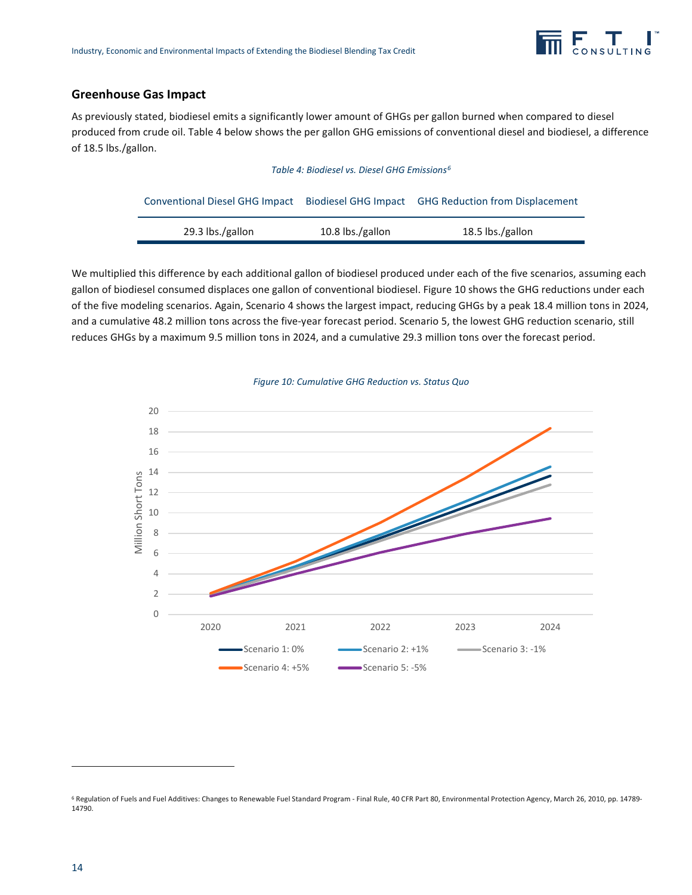## Greenhouse Gas Impact

As previously stated, biodiesel emits a significantly lower amount of GHGs per gallon burned when compared to diesel produced from crude oil. Table 4 below shows the per gallon GHG emissions of conventional diesel and biodiesel, a difference of 18.5 lbs./gallon.

*Table 4: Biodiesel vs. Diesel GHG Emissions*[6]

| Conventional Diesel GHG Impact | Biodiesel GHG Impact | GHG Reduction from Displacement |
|---|---|---|
| 29.3 lbs./gallon | 10.8 lbs./gallon | 18.5 lbs./gallon |

We multiplied this difference by each additional gallon of biodiesel produced under each of the five scenarios, assuming each gallon of biodiesel consumed displaces one gallon of conventional biodiesel. Figure 10 shows the GHG reductions under each of the five modeling scenarios. Again, Scenario 4 shows the largest impact, reducing GHGs by a peak 18.4 million tons in 2024, and a cumulative 48.2 million tons across the five-year forecast period. Scenario 5, the lowest GHG reduction scenario, still reduces GHGs by a maximum 9.5 million tons in 2024, and a cumulative 29.3 million tons over the forecast period.

*Figure 10: Cumulative GHG Reduction vs. Status Quo*

[6] Regulation of Fuels and Fuel Additives: Changes to Renewable Fuel Standard Program - Final Rule, 40 CFR Part 80, Environmental Protection Agency, March 26, 2010, pp. 14789-14790.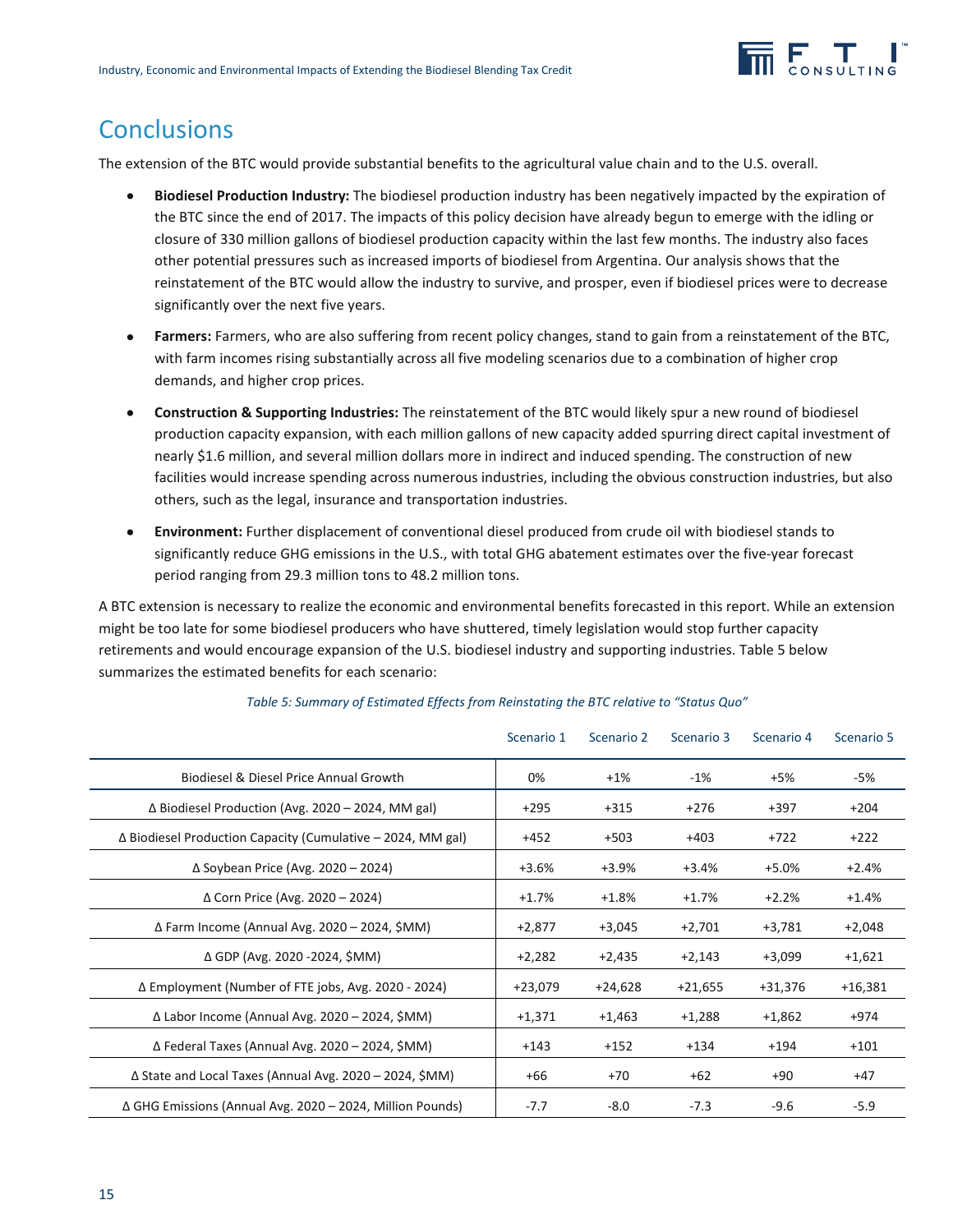## Conclusions

The extension of the BTC would provide substantial benefits to the agricultural value chain and to the U.S. overall.

- **Biodiesel Production Industry:** The biodiesel production industry has been negatively impacted by the expiration of the BTC since the end of 2017. The impacts of this policy decision have already begun to emerge with the idling or closure of 330 million gallons of biodiesel production capacity within the last few months. The industry also faces other potential pressures such as increased imports of biodiesel from Argentina. Our analysis shows that the reinstatement of the BTC would allow the industry to survive, and prosper, even if biodiesel prices were to decrease significantly over the next five years.
- **Farmers:** Farmers, who are also suffering from recent policy changes, stand to gain from a reinstatement of the BTC, with farm incomes rising substantially across all five modeling scenarios due to a combination of higher crop demands, and higher crop prices.
- **Construction & Supporting Industries:** The reinstatement of the BTC would likely spur a new round of biodiesel production capacity expansion, with each million gallons of new capacity added spurring direct capital investment of nearly $1.6 million, and several million dollars more in indirect and induced spending. The construction of new facilities would increase spending across numerous industries, including the obvious construction industries, but also others, such as the legal, insurance and transportation industries.
- **Environment:** Further displacement of conventional diesel produced from crude oil with biodiesel stands to significantly reduce GHG emissions in the U.S., with total GHG abatement estimates over the five-year forecast period ranging from 29.3 million tons to 48.2 million tons.

A BTC extension is necessary to realize the economic and environmental benefits forecasted in this report. While an extension might be too late for some biodiesel producers who have shuttered, timely legislation would stop further capacity retirements and would encourage expansion of the U.S. biodiesel industry and supporting industries. Table 5 below summarizes the estimated benefits for each scenario:

*Table 5: Summary of Estimated Effects from Reinstating the BTC relative to "Status Quo"*

| | Scenario 1 | Scenario 2 | Scenario 3 | Scenario 4 | Scenario 5 |
|---|---|---|---|---|---|
| Biodiesel & Diesel Price Annual Growth | 0% | +1% | -1% | +5% | -5% |
| Δ Biodiesel Production (Avg. 2020 – 2024, MM gal) | +295 | +315 | +276 | +397 | +204 |
| Δ Biodiesel Production Capacity (Cumulative – 2024, MM gal) | +452 | +503 | +403 | +722 | +222 |
| Δ Soybean Price (Avg. 2020 – 2024) | +3.6% | +3.9% | +3.4% | +5.0% | +2.4% |
| Δ Corn Price (Avg. 2020 – 2024) | +1.7% | +1.8% | +1.7% | +2.2% | +1.4% |
| Δ Farm Income (Annual Avg. 2020 – 2024, $MM) | +2,877 | +3,045 | +2,701 | +3,781 | +2,048 |
| Δ GDP (Avg. 2020 -2024, $MM) | +2,282 | +2,435 | +2,143 | +3,099 | +1,621 |
| Δ Employment (Number of FTE jobs, Avg. 2020 - 2024) | +23,079 | +24,628 | +21,655 | +31,376 | +16,381 |
| Δ Labor Income (Annual Avg. 2020 – 2024, $MM) | +1,371 | +1,463 | +1,288 | +1,862 | +974 |
| Δ Federal Taxes (Annual Avg. 2020 – 2024, $MM) | +143 | +152 | +134 | +194 | +101 |
| Δ State and Local Taxes (Annual Avg. 2020 – 2024, $MM) | +66 | +70 | +62 | +90 | +47 |
| Δ GHG Emissions (Annual Avg. 2020 – 2024, Million Pounds) | -7.7 | -8.0 | -7.3 | -9.6 | -5.9 |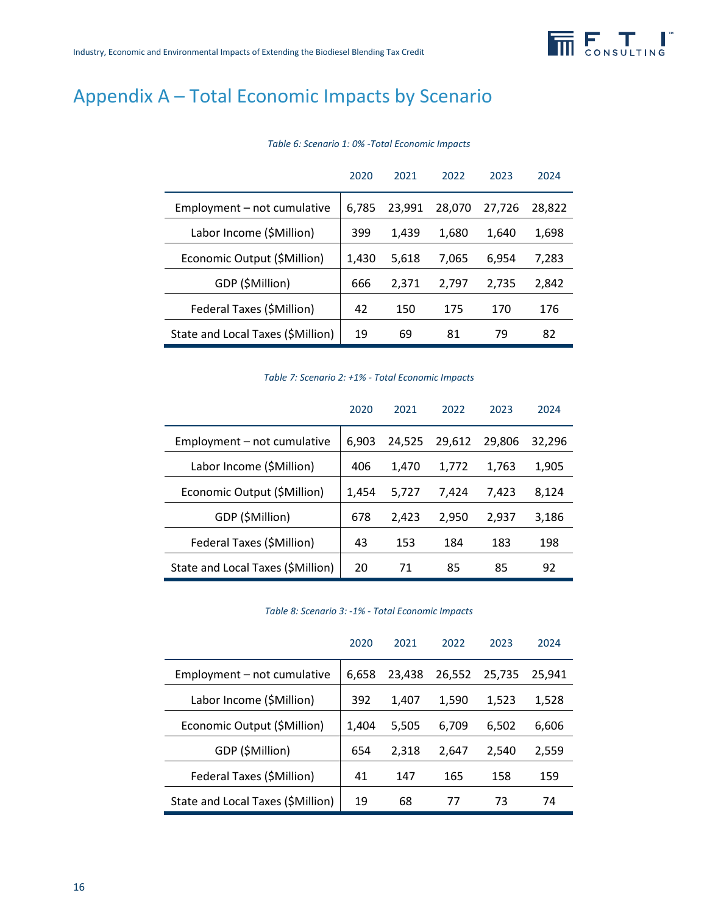# Appendix A – Total Economic Impacts by Scenario

*Table 6: Scenario 1: 0% -Total Economic Impacts*

| | 2020 | 2021 | 2022 | 2023 | 2024 |
|---|---|---|---|---|---|
| Employment – not cumulative | 6,785 | 23,991 | 28,070 | 27,726 | 28,822 |
| Labor Income ($Million) | 399 | 1,439 | 1,680 | 1,640 | 1,698 |
| Economic Output ($Million) | 1,430 | 5,618 | 7,065 | 6,954 | 7,283 |
| GDP ($Million) | 666 | 2,371 | 2,797 | 2,735 | 2,842 |
| Federal Taxes ($Million) | 42 | 150 | 175 | 170 | 176 |
| State and Local Taxes ($Million) | 19 | 69 | 81 | 79 | 82 |

*Table 7: Scenario 2: +1% - Total Economic Impacts*

| | 2020 | 2021 | 2022 | 2023 | 2024 |
|---|---|---|---|---|---|
| Employment – not cumulative | 6,903 | 24,525 | 29,612 | 29,806 | 32,296 |
| Labor Income ($Million) | 406 | 1,470 | 1,772 | 1,763 | 1,905 |
| Economic Output ($Million) | 1,454 | 5,727 | 7,424 | 7,423 | 8,124 |
| GDP ($Million) | 678 | 2,423 | 2,950 | 2,937 | 3,186 |
| Federal Taxes ($Million) | 43 | 153 | 184 | 183 | 198 |
| State and Local Taxes ($Million) | 20 | 71 | 85 | 85 | 92 |

*Table 8: Scenario 3: -1% - Total Economic Impacts*

| | 2020 | 2021 | 2022 | 2023 | 2024 |
|---|---|---|---|---|---|
| Employment – not cumulative | 6,658 | 23,438 | 26,552 | 25,735 | 25,941 |
| Labor Income ($Million) | 392 | 1,407 | 1,590 | 1,523 | 1,528 |
| Economic Output ($Million) | 1,404 | 5,505 | 6,709 | 6,502 | 6,606 |
| GDP ($Million) | 654 | 2,318 | 2,647 | 2,540 | 2,559 |
| Federal Taxes ($Million) | 41 | 147 | 165 | 158 | 159 |
| State and Local Taxes ($Million) | 19 | 68 | 77 | 73 | 74 |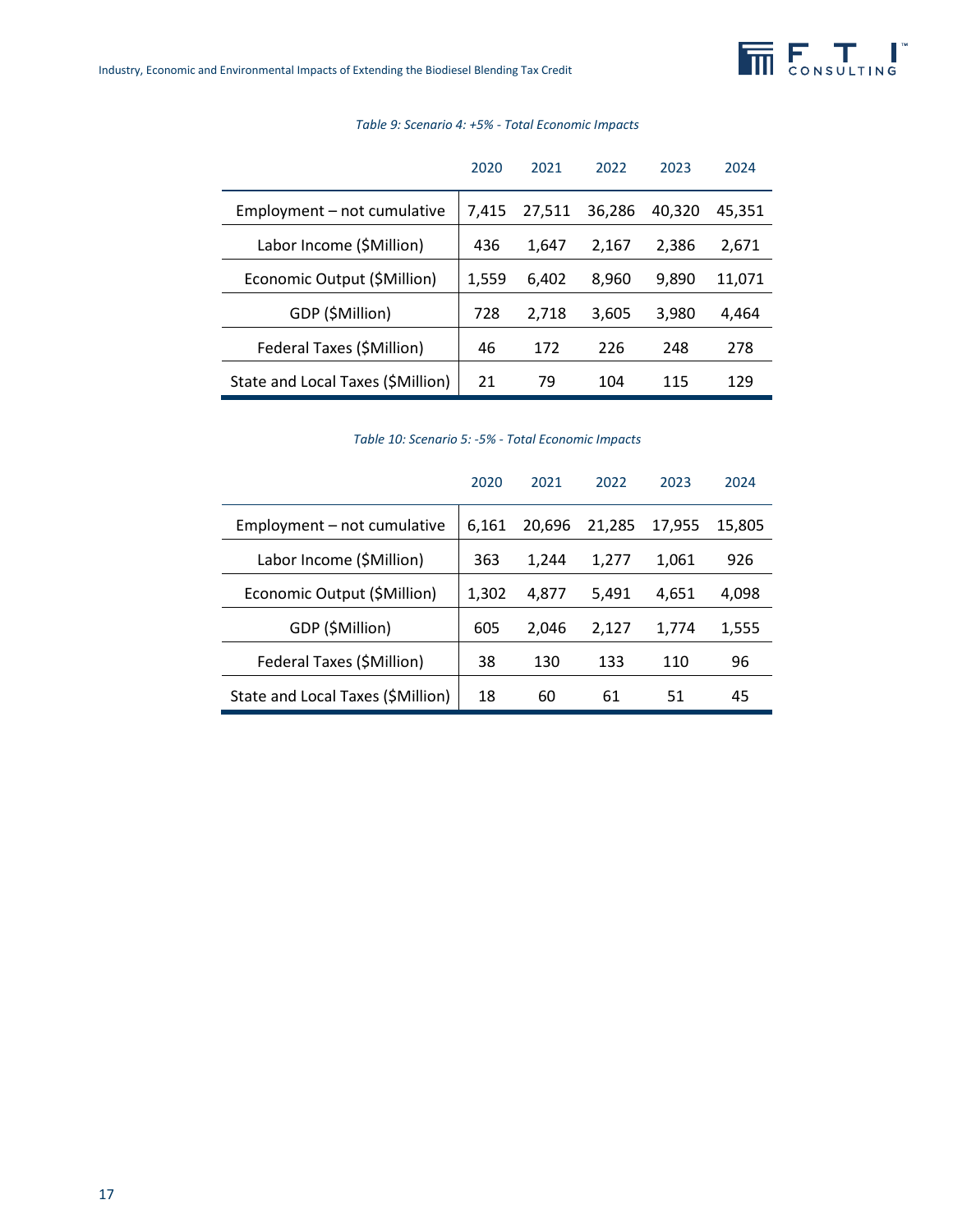*Table 9: Scenario 4: +5% - Total Economic Impacts*

| | 2020 | 2021 | 2022 | 2023 | 2024 |
|---|---|---|---|---|---|
| Employment – not cumulative | 7,415 | 27,511 | 36,286 | 40,320 | 45,351 |
| Labor Income ($Million) | 436 | 1,647 | 2,167 | 2,386 | 2,671 |
| Economic Output ($Million) | 1,559 | 6,402 | 8,960 | 9,890 | 11,071 |
| GDP ($Million) | 728 | 2,718 | 3,605 | 3,980 | 4,464 |
| Federal Taxes ($Million) | 46 | 172 | 226 | 248 | 278 |
| State and Local Taxes ($Million) | 21 | 79 | 104 | 115 | 129 |

*Table 10: Scenario 5: -5% - Total Economic Impacts*

| | 2020 | 2021 | 2022 | 2023 | 2024 |
|---|---|---|---|---|---|
| Employment – not cumulative | 6,161 | 20,696 | 21,285 | 17,955 | 15,805 |
| Labor Income ($Million) | 363 | 1,244 | 1,277 | 1,061 | 926 |
| Economic Output ($Million) | 1,302 | 4,877 | 5,491 | 4,651 | 4,098 |
| GDP ($Million) | 605 | 2,046 | 2,127 | 1,774 | 1,555 |
| Federal Taxes ($Million) | 38 | 130 | 133 | 110 | 96 |
| State and Local Taxes ($Million) | 18 | 60 | 61 | 51 | 45 |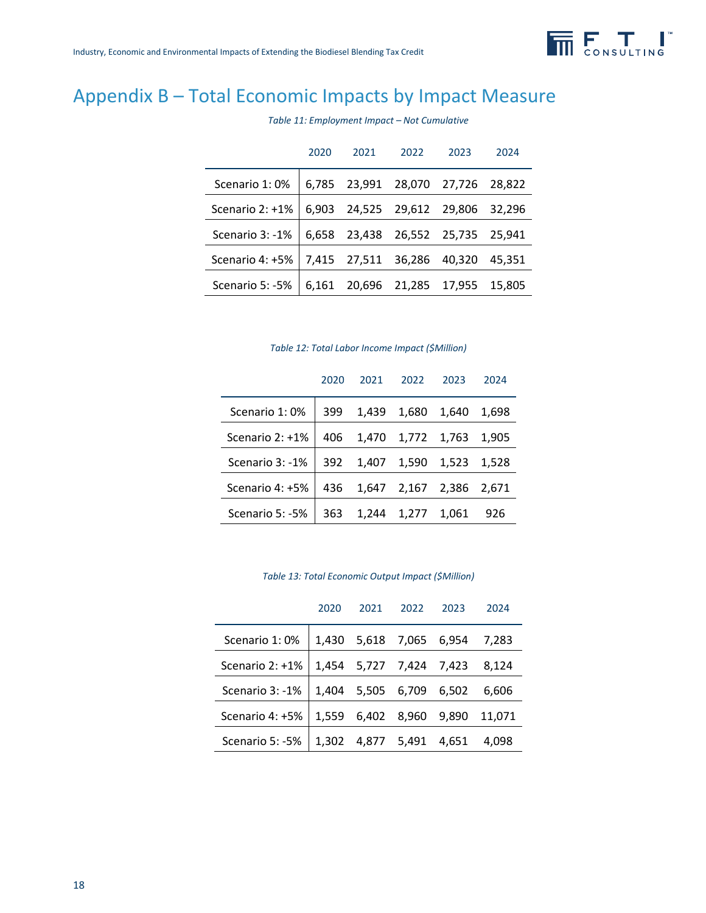# Appendix B – Total Economic Impacts by Impact Measure

*Table 11: Employment Impact – Not Cumulative*

| | 2020 | 2021 | 2022 | 2023 | 2024 |
|---|---|---|---|---|---|
| Scenario 1: 0% | 6,785 | 23,991 | 28,070 | 27,726 | 28,822 |
| Scenario 2: +1% | 6,903 | 24,525 | 29,612 | 29,806 | 32,296 |
| Scenario 3: -1% | 6,658 | 23,438 | 26,552 | 25,735 | 25,941 |
| Scenario 4: +5% | 7,415 | 27,511 | 36,286 | 40,320 | 45,351 |
| Scenario 5: -5% | 6,161 | 20,696 | 21,285 | 17,955 | 15,805 |

*Table 12: Total Labor Income Impact ($Million)*

| | 2020 | 2021 | 2022 | 2023 | 2024 |
|---|---|---|---|---|---|
| Scenario 1: 0% | 399 | 1,439 | 1,680 | 1,640 | 1,698 |
| Scenario 2: +1% | 406 | 1,470 | 1,772 | 1,763 | 1,905 |
| Scenario 3: -1% | 392 | 1,407 | 1,590 | 1,523 | 1,528 |
| Scenario 4: +5% | 436 | 1,647 | 2,167 | 2,386 | 2,671 |
| Scenario 5: -5% | 363 | 1,244 | 1,277 | 1,061 | 926 |

*Table 13: Total Economic Output Impact ($Million)*

| | 2020 | 2021 | 2022 | 2023 | 2024 |
|---|---|---|---|---|---|
| Scenario 1: 0% | 1,430 | 5,618 | 7,065 | 6,954 | 7,283 |
| Scenario 2: +1% | 1,454 | 5,727 | 7,424 | 7,423 | 8,124 |
| Scenario 3: -1% | 1,404 | 5,505 | 6,709 | 6,502 | 6,606 |
| Scenario 4: +5% | 1,559 | 6,402 | 8,960 | 9,890 | 11,071 |
| Scenario 5: -5% | 1,302 | 4,877 | 5,491 | 4,651 | 4,098 |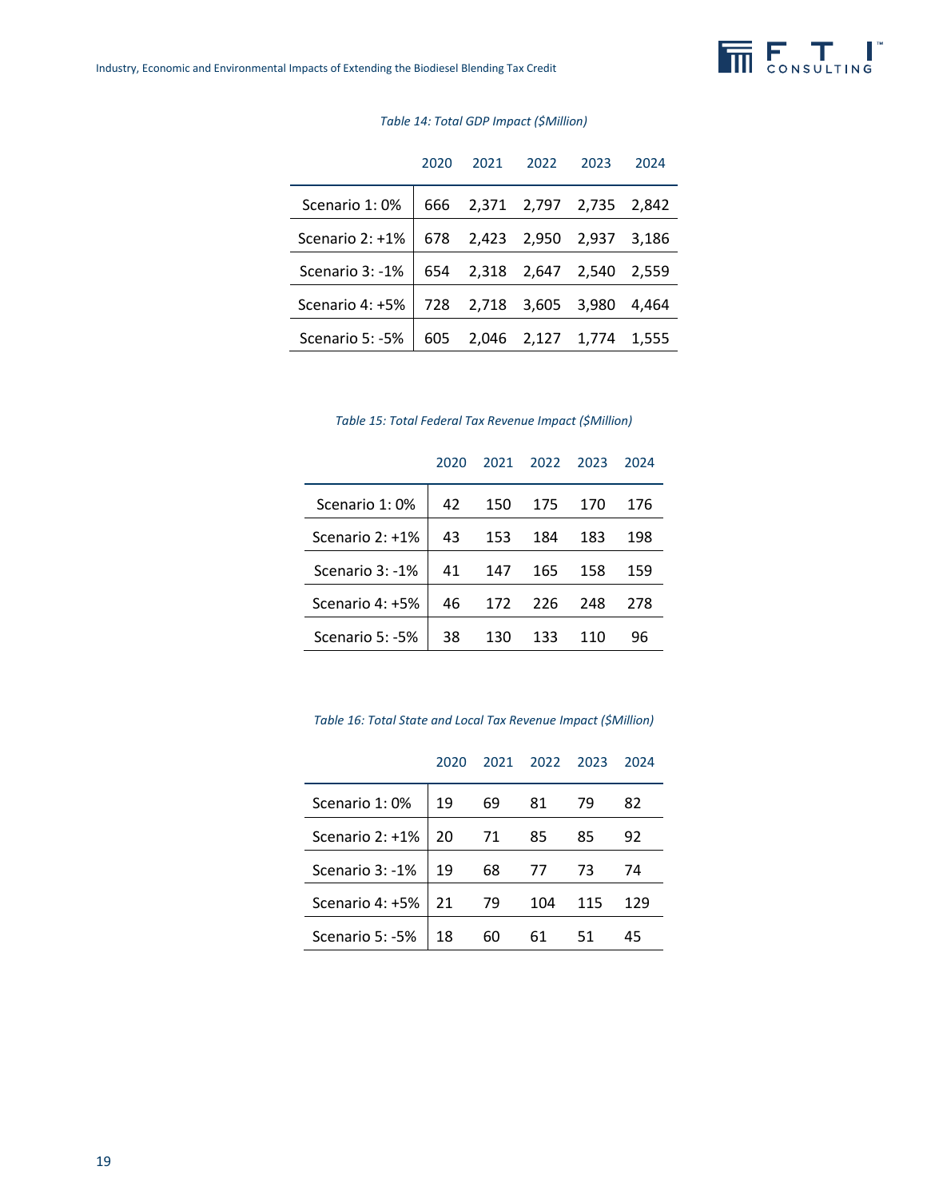*Table 14: Total GDP Impact ($Million)*

| | 2020 | 2021 | 2022 | 2023 | 2024 |
|---|---|---|---|---|---|
| Scenario 1: 0% | 666 | 2,371 | 2,797 | 2,735 | 2,842 |
| Scenario 2: +1% | 678 | 2,423 | 2,950 | 2,937 | 3,186 |
| Scenario 3: -1% | 654 | 2,318 | 2,647 | 2,540 | 2,559 |
| Scenario 4: +5% | 728 | 2,718 | 3,605 | 3,980 | 4,464 |
| Scenario 5: -5% | 605 | 2,046 | 2,127 | 1,774 | 1,555 |

*Table 15: Total Federal Tax Revenue Impact ($Million)*

| | 2020 | 2021 | 2022 | 2023 | 2024 |
|---|---|---|---|---|---|
| Scenario 1: 0% | 42 | 150 | 175 | 170 | 176 |
| Scenario 2: +1% | 43 | 153 | 184 | 183 | 198 |
| Scenario 3: -1% | 41 | 147 | 165 | 158 | 159 |
| Scenario 4: +5% | 46 | 172 | 226 | 248 | 278 |
| Scenario 5: -5% | 38 | 130 | 133 | 110 | 96 |

*Table 16: Total State and Local Tax Revenue Impact ($Million)*

| | 2020 | 2021 | 2022 | 2023 | 2024 |
|---|---|---|---|---|---|
| Scenario 1: 0% | 19 | 69 | 81 | 79 | 82 |
| Scenario 2: +1% | 20 | 71 | 85 | 85 | 92 |
| Scenario 3: -1% | 19 | 68 | 77 | 73 | 74 |
| Scenario 4: +5% | 21 | 79 | 104 | 115 | 129 |
| Scenario 5: -5% | 18 | 60 | 61 | 51 | 45 |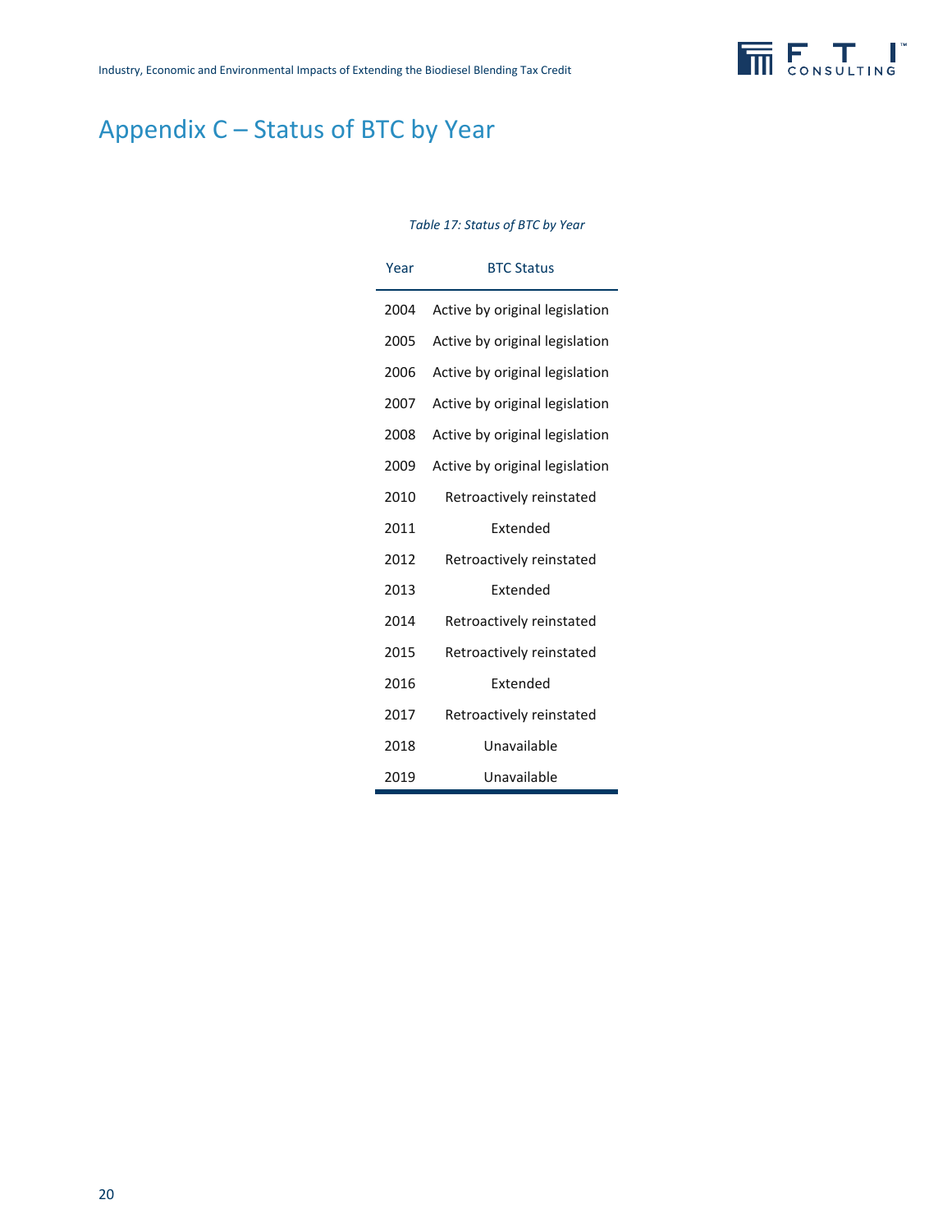# Appendix C – Status of BTC by Year

*Table 17: Status of BTC by Year*

| Year | BTC Status |
|---|---|
| 2004 | Active by original legislation |
| 2005 | Active by original legislation |
| 2006 | Active by original legislation |
| 2007 | Active by original legislation |
| 2008 | Active by original legislation |
| 2009 | Active by original legislation |
| 2010 | Retroactively reinstated |
| 2011 | Extended |
| 2012 | Retroactively reinstated |
| 2013 | Extended |
| 2014 | Retroactively reinstated |
| 2015 | Retroactively reinstated |
| 2016 | Extended |
| 2017 | Retroactively reinstated |
| 2018 | Unavailable |
| 2019 | Unavailable |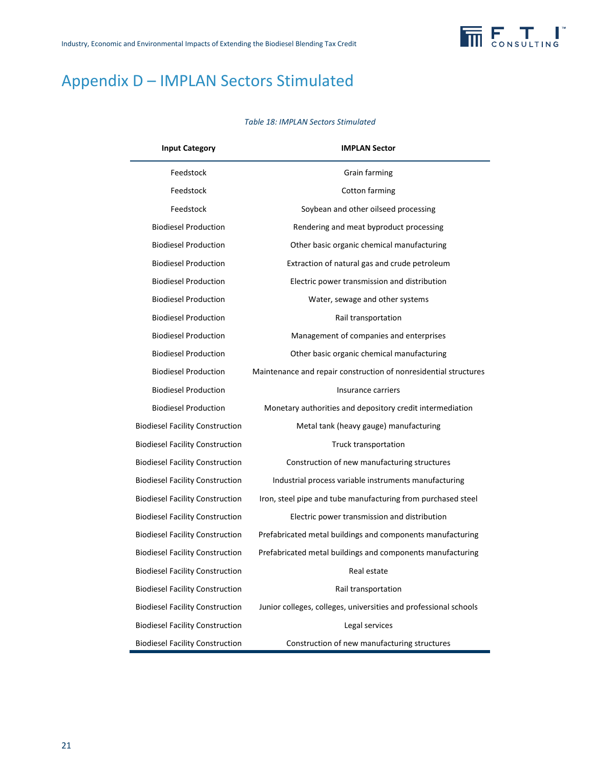# Appendix D – IMPLAN Sectors Stimulated

*Table 18: IMPLAN Sectors Stimulated*

| Input Category | IMPLAN Sector |
|---|---|
| Feedstock | Grain farming |
| Feedstock | Cotton farming |
| Feedstock | Soybean and other oilseed processing |
| Biodiesel Production | Rendering and meat byproduct processing |
| Biodiesel Production | Other basic organic chemical manufacturing |
| Biodiesel Production | Extraction of natural gas and crude petroleum |
| Biodiesel Production | Electric power transmission and distribution |
| Biodiesel Production | Water, sewage and other systems |
| Biodiesel Production | Rail transportation |
| Biodiesel Production | Management of companies and enterprises |
| Biodiesel Production | Other basic organic chemical manufacturing |
| Biodiesel Production | Maintenance and repair construction of nonresidential structures |
| Biodiesel Production | Insurance carriers |
| Biodiesel Production | Monetary authorities and depository credit intermediation |
| Biodiesel Facility Construction | Metal tank (heavy gauge) manufacturing |
| Biodiesel Facility Construction | Truck transportation |
| Biodiesel Facility Construction | Construction of new manufacturing structures |
| Biodiesel Facility Construction | Industrial process variable instruments manufacturing |
| Biodiesel Facility Construction | Iron, steel pipe and tube manufacturing from purchased steel |
| Biodiesel Facility Construction | Electric power transmission and distribution |
| Biodiesel Facility Construction | Prefabricated metal buildings and components manufacturing |
| Biodiesel Facility Construction | Prefabricated metal buildings and components manufacturing |
| Biodiesel Facility Construction | Real estate |
| Biodiesel Facility Construction | Rail transportation |
| Biodiesel Facility Construction | Junior colleges, colleges, universities and professional schools |
| Biodiesel Facility Construction | Legal services |
| Biodiesel Facility Construction | Construction of new manufacturing structures |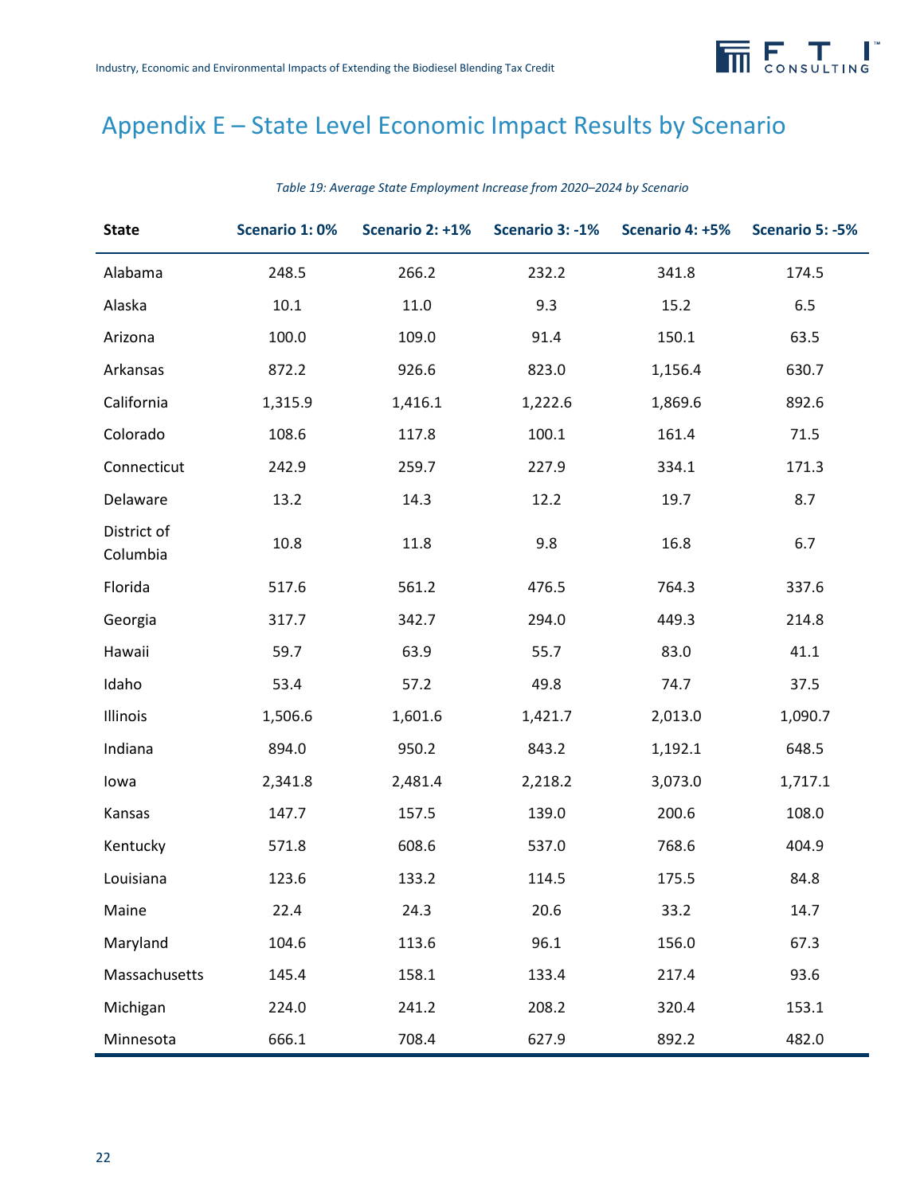# Appendix E – State Level Economic Impact Results by Scenario

*Table 19: Average State Employment Increase from 2020–2024 by Scenario*

| State | Scenario 1: 0% | Scenario 2: +1% | Scenario 3: -1% | Scenario 4: +5% | Scenario 5: -5% |
|---|---|---|---|---|---|
| Alabama | 248.5 | 266.2 | 232.2 | 341.8 | 174.5 |
| Alaska | 10.1 | 11.0 | 9.3 | 15.2 | 6.5 |
| Arizona | 100.0 | 109.0 | 91.4 | 150.1 | 63.5 |
| Arkansas | 872.2 | 926.6 | 823.0 | 1,156.4 | 630.7 |
| California | 1,315.9 | 1,416.1 | 1,222.6 | 1,869.6 | 892.6 |
| Colorado | 108.6 | 117.8 | 100.1 | 161.4 | 71.5 |
| Connecticut | 242.9 | 259.7 | 227.9 | 334.1 | 171.3 |
| Delaware | 13.2 | 14.3 | 12.2 | 19.7 | 8.7 |
| District of Columbia | 10.8 | 11.8 | 9.8 | 16.8 | 6.7 |
| Florida | 517.6 | 561.2 | 476.5 | 764.3 | 337.6 |
| Georgia | 317.7 | 342.7 | 294.0 | 449.3 | 214.8 |
| Hawaii | 59.7 | 63.9 | 55.7 | 83.0 | 41.1 |
| Idaho | 53.4 | 57.2 | 49.8 | 74.7 | 37.5 |
| Illinois | 1,506.6 | 1,601.6 | 1,421.7 | 2,013.0 | 1,090.7 |
| Indiana | 894.0 | 950.2 | 843.2 | 1,192.1 | 648.5 |
| Iowa | 2,341.8 | 2,481.4 | 2,218.2 | 3,073.0 | 1,717.1 |
| Kansas | 147.7 | 157.5 | 139.0 | 200.6 | 108.0 |
| Kentucky | 571.8 | 608.6 | 537.0 | 768.6 | 404.9 |
| Louisiana | 123.6 | 133.2 | 114.5 | 175.5 | 84.8 |
| Maine | 22.4 | 24.3 | 20.6 | 33.2 | 14.7 |
| Maryland | 104.6 | 113.6 | 96.1 | 156.0 | 67.3 |
| Massachusetts | 145.4 | 158.1 | 133.4 | 217.4 | 93.6 |
| Michigan | 224.0 | 241.2 | 208.2 | 320.4 | 153.1 |
| Minnesota | 666.1 | 708.4 | 627.9 | 892.2 | 482.0 |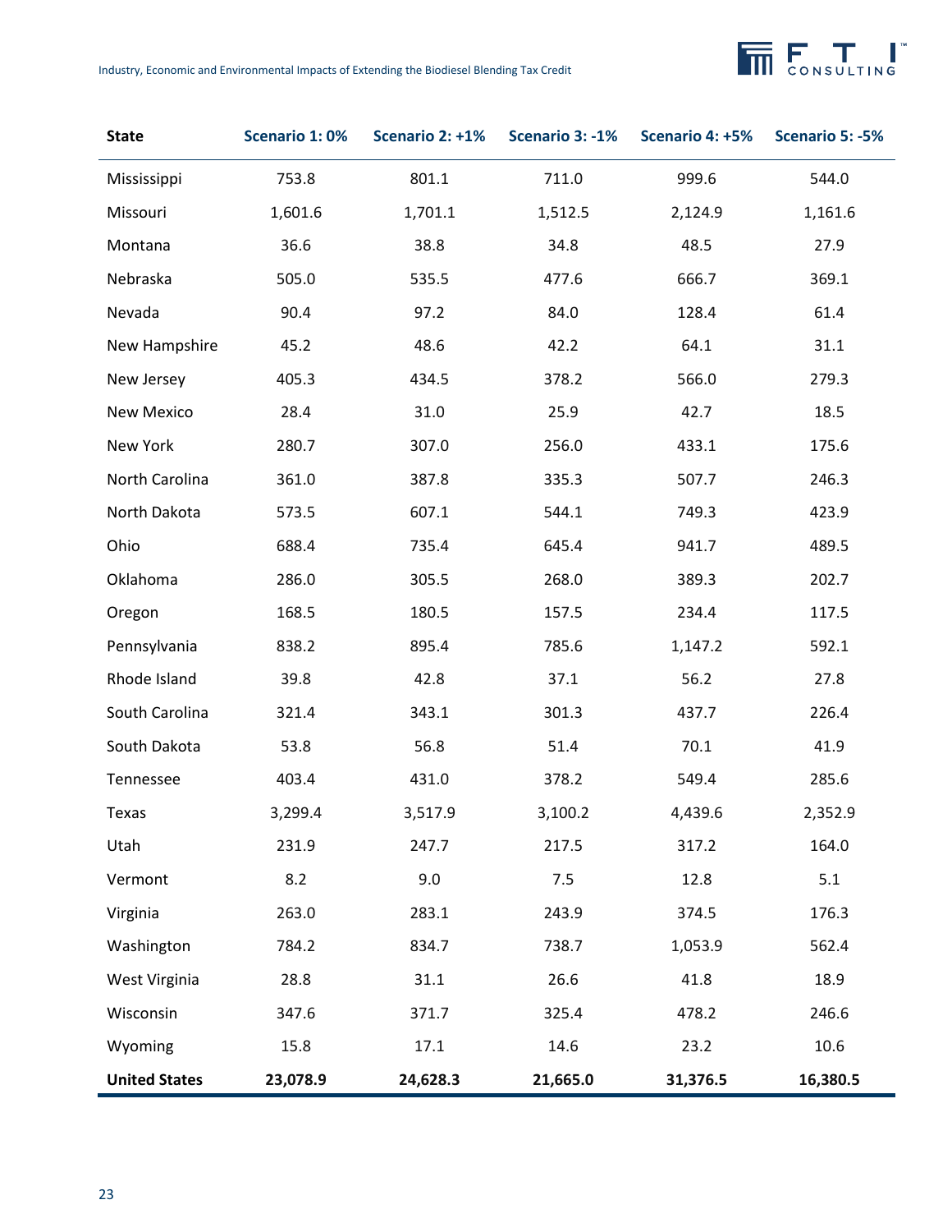| State | Scenario 1: 0% | Scenario 2: +1% | Scenario 3: -1% | Scenario 4: +5% | Scenario 5: -5% |
| --- | --- | --- | --- | --- | --- |
| Mississippi | 753.8 | 801.1 | 711.0 | 999.6 | 544.0 |
| Missouri | 1,601.6 | 1,701.1 | 1,512.5 | 2,124.9 | 1,161.6 |
| Montana | 36.6 | 38.8 | 34.8 | 48.5 | 27.9 |
| Nebraska | 505.0 | 535.5 | 477.6 | 666.7 | 369.1 |
| Nevada | 90.4 | 97.2 | 84.0 | 128.4 | 61.4 |
| New Hampshire | 45.2 | 48.6 | 42.2 | 64.1 | 31.1 |
| New Jersey | 405.3 | 434.5 | 378.2 | 566.0 | 279.3 |
| New Mexico | 28.4 | 31.0 | 25.9 | 42.7 | 18.5 |
| New York | 280.7 | 307.0 | 256.0 | 433.1 | 175.6 |
| North Carolina | 361.0 | 387.8 | 335.3 | 507.7 | 246.3 |
| North Dakota | 573.5 | 607.1 | 544.1 | 749.3 | 423.9 |
| Ohio | 688.4 | 735.4 | 645.4 | 941.7 | 489.5 |
| Oklahoma | 286.0 | 305.5 | 268.0 | 389.3 | 202.7 |
| Oregon | 168.5 | 180.5 | 157.5 | 234.4 | 117.5 |
| Pennsylvania | 838.2 | 895.4 | 785.6 | 1,147.2 | 592.1 |
| Rhode Island | 39.8 | 42.8 | 37.1 | 56.2 | 27.8 |
| South Carolina | 321.4 | 343.1 | 301.3 | 437.7 | 226.4 |
| South Dakota | 53.8 | 56.8 | 51.4 | 70.1 | 41.9 |
| Tennessee | 403.4 | 431.0 | 378.2 | 549.4 | 285.6 |
| Texas | 3,299.4 | 3,517.9 | 3,100.2 | 4,439.6 | 2,352.9 |
| Utah | 231.9 | 247.7 | 217.5 | 317.2 | 164.0 |
| Vermont | 8.2 | 9.0 | 7.5 | 12.8 | 5.1 |
| Virginia | 263.0 | 283.1 | 243.9 | 374.5 | 176.3 |
| Washington | 784.2 | 834.7 | 738.7 | 1,053.9 | 562.4 |
| West Virginia | 28.8 | 31.1 | 26.6 | 41.8 | 18.9 |
| Wisconsin | 347.6 | 371.7 | 325.4 | 478.2 | 246.6 |
| Wyoming | 15.8 | 17.1 | 14.6 | 23.2 | 10.6 |
| **United States** | **23,078.9** | **24,628.3** | **21,665.0** | **31,376.5** | **16,380.5** |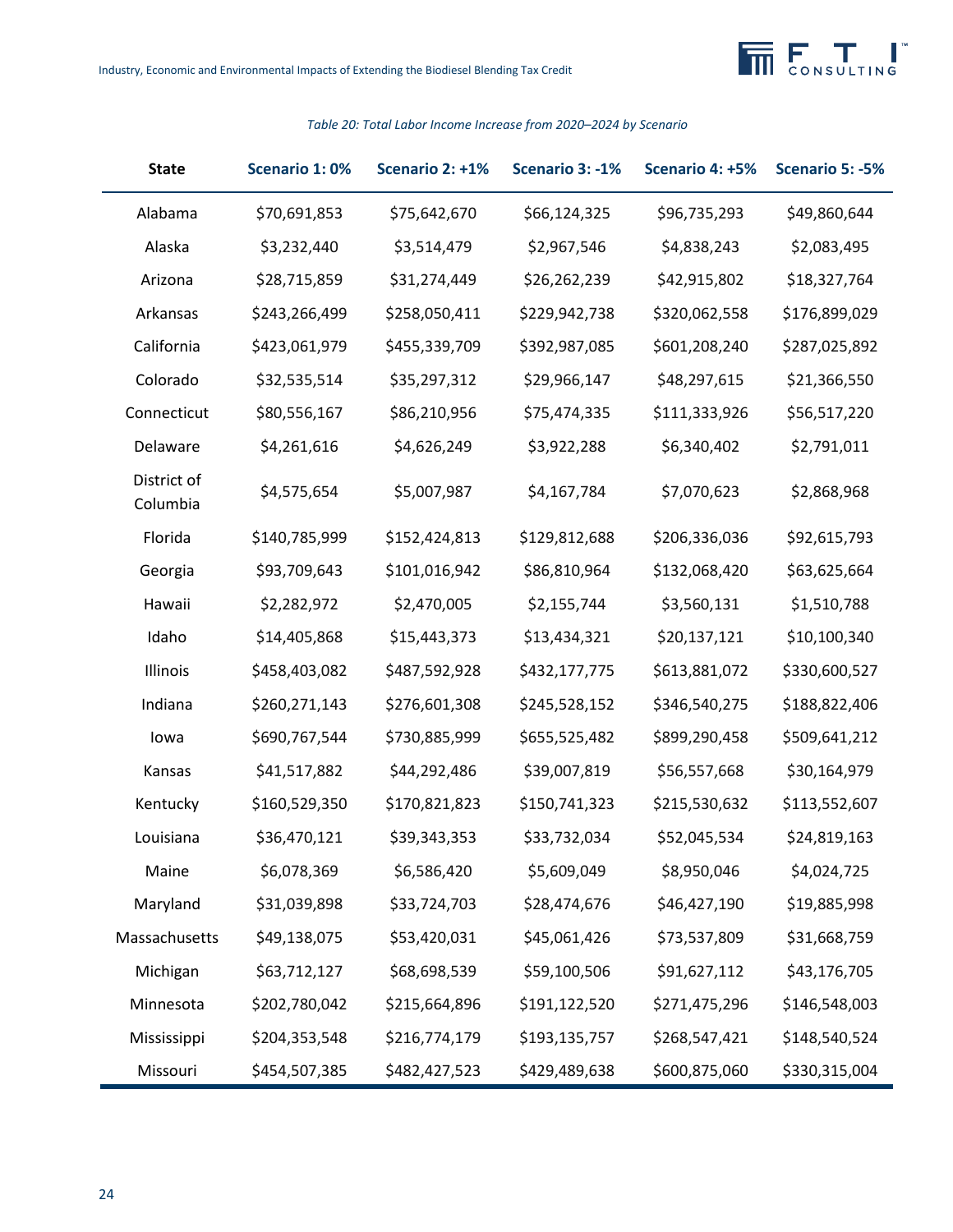*Table 20: Total Labor Income Increase from 2020–2024 by Scenario*

| State | Scenario 1: 0% | Scenario 2: +1% | Scenario 3: -1% | Scenario 4: +5% | Scenario 5: -5% |
|---|---|---|---|---|---|
| Alabama | $70,691,853 | $75,642,670 | $66,124,325 | $96,735,293 | $49,860,644 |
| Alaska | $3,232,440 | $3,514,479 | $2,967,546 | $4,838,243 | $2,083,495 |
| Arizona | $28,715,859 | $31,274,449 | $26,262,239 | $42,915,802 | $18,327,764 |
| Arkansas | $243,266,499 | $258,050,411 | $229,942,738 | $320,062,558 | $176,899,029 |
| California | $423,061,979 | $455,339,709 | $392,987,085 | $601,208,240 | $287,025,892 |
| Colorado | $32,535,514 | $35,297,312 | $29,966,147 | $48,297,615 | $21,366,550 |
| Connecticut | $80,556,167 | $86,210,956 | $75,474,335 | $111,333,926 | $56,517,220 |
| Delaware | $4,261,616 | $4,626,249 | $3,922,288 | $6,340,402 | $2,791,011 |
| District of Columbia | $4,575,654 | $5,007,987 | $4,167,784 | $7,070,623 | $2,868,968 |
| Florida | $140,785,999 | $152,424,813 | $129,812,688 | $206,336,036 | $92,615,793 |
| Georgia | $93,709,643 | $101,016,942 | $86,810,964 | $132,068,420 | $63,625,664 |
| Hawaii | $2,282,972 | $2,470,005 | $2,155,744 | $3,560,131 | $1,510,788 |
| Idaho | $14,405,868 | $15,443,373 | $13,434,321 | $20,137,121 | $10,100,340 |
| Illinois | $458,403,082 | $487,592,928 | $432,177,775 | $613,881,072 | $330,600,527 |
| Indiana | $260,271,143 | $276,601,308 | $245,528,152 | $346,540,275 | $188,822,406 |
| Iowa | $690,767,544 | $730,885,999 | $655,525,482 | $899,290,458 | $509,641,212 |
| Kansas | $41,517,882 | $44,292,486 | $39,007,819 | $56,557,668 | $30,164,979 |
| Kentucky | $160,529,350 | $170,821,823 | $150,741,323 | $215,530,632 | $113,552,607 |
| Louisiana | $36,470,121 | $39,343,353 | $33,732,034 | $52,045,534 | $24,819,163 |
| Maine | $6,078,369 | $6,586,420 | $5,609,049 | $8,950,046 | $4,024,725 |
| Maryland | $31,039,898 | $33,724,703 | $28,474,676 | $46,427,190 | $19,885,998 |
| Massachusetts | $49,138,075 | $53,420,031 | $45,061,426 | $73,537,809 | $31,668,759 |
| Michigan | $63,712,127 | $68,698,539 | $59,100,506 | $91,627,112 | $43,176,705 |
| Minnesota | $202,780,042 | $215,664,896 | $191,122,520 | $271,475,296 | $146,548,003 |
| Mississippi | $204,353,548 | $216,774,179 | $193,135,757 | $268,547,421 | $148,540,524 |
| Missouri | $454,507,385 | $482,427,523 | $429,489,638 | $600,875,060 | $330,315,004 |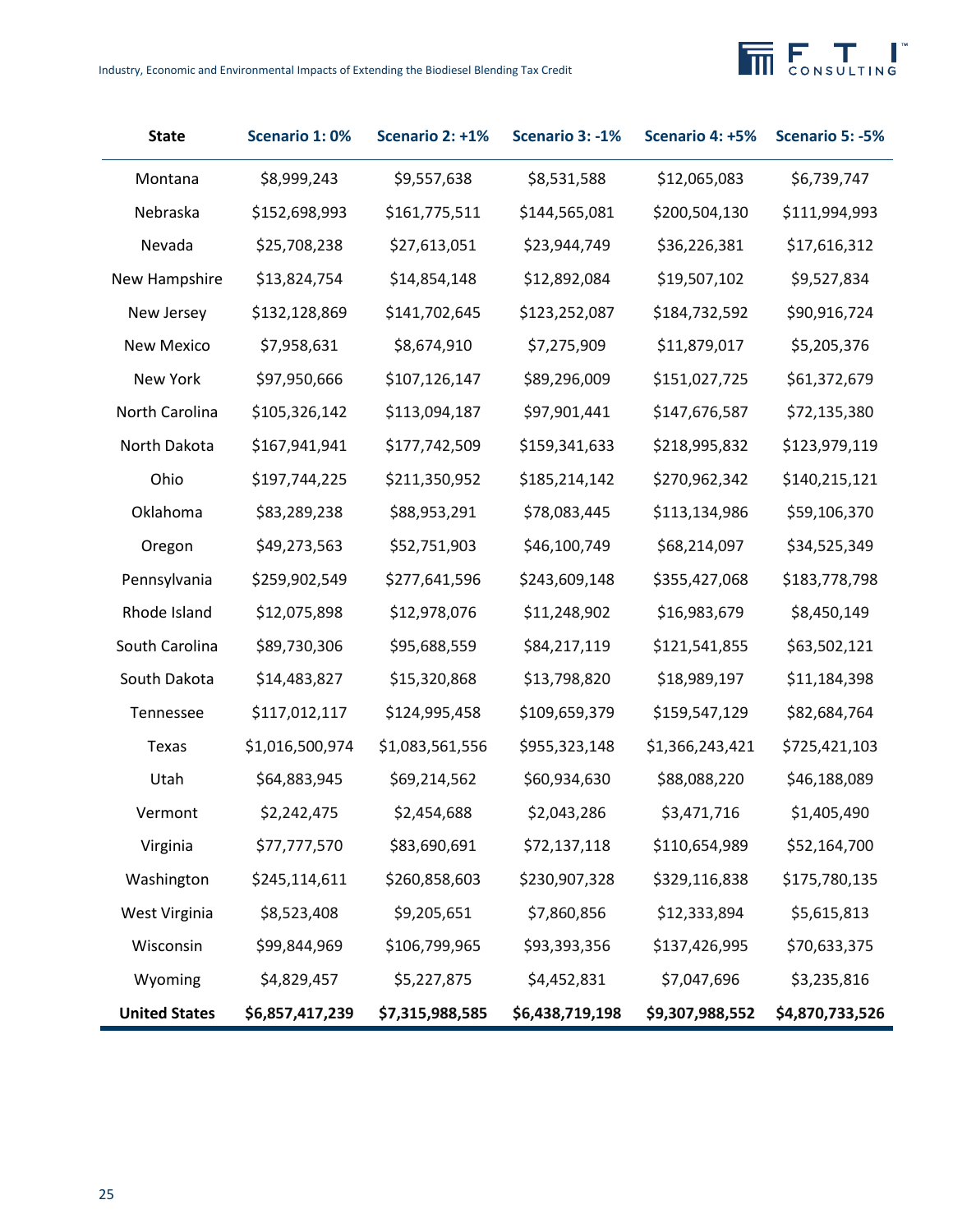| State | Scenario 1: 0% | Scenario 2: +1% | Scenario 3: -1% | Scenario 4: +5% | Scenario 5: -5% |
|---|---|---|---|---|---|
| Montana | $8,999,243 | $9,557,638 | $8,531,588 | $12,065,083 | $6,739,747 |
| Nebraska | $152,698,993 | $161,775,511 | $144,565,081 | $200,504,130 | $111,994,993 |
| Nevada | $25,708,238 | $27,613,051 | $23,944,749 | $36,226,381 | $17,616,312 |
| New Hampshire | $13,824,754 | $14,854,148 | $12,892,084 | $19,507,102 | $9,527,834 |
| New Jersey | $132,128,869 | $141,702,645 | $123,252,087 | $184,732,592 | $90,916,724 |
| New Mexico | $7,958,631 | $8,674,910 | $7,275,909 | $11,879,017 | $5,205,376 |
| New York | $97,950,666 | $107,126,147 | $89,296,009 | $151,027,725 | $61,372,679 |
| North Carolina | $105,326,142 | $113,094,187 | $97,901,441 | $147,676,587 | $72,135,380 |
| North Dakota | $167,941,941 | $177,742,509 | $159,341,633 | $218,995,832 | $123,979,119 |
| Ohio | $197,744,225 | $211,350,952 | $185,214,142 | $270,962,342 | $140,215,121 |
| Oklahoma | $83,289,238 | $88,953,291 | $78,083,445 | $113,134,986 | $59,106,370 |
| Oregon | $49,273,563 | $52,751,903 | $46,100,749 | $68,214,097 | $34,525,349 |
| Pennsylvania | $259,902,549 | $277,641,596 | $243,609,148 | $355,427,068 | $183,778,798 |
| Rhode Island | $12,075,898 | $12,978,076 | $11,248,902 | $16,983,679 | $8,450,149 |
| South Carolina | $89,730,306 | $95,688,559 | $84,217,119 | $121,541,855 | $63,502,121 |
| South Dakota | $14,483,827 | $15,320,868 | $13,798,820 | $18,989,197 | $11,184,398 |
| Tennessee | $117,012,117 | $124,995,458 | $109,659,379 | $159,547,129 | $82,684,764 |
| Texas | $1,016,500,974 | $1,083,561,556 | $955,323,148 | $1,366,243,421 | $725,421,103 |
| Utah | $64,883,945 | $69,214,562 | $60,934,630 | $88,088,220 | $46,188,089 |
| Vermont | $2,242,475 | $2,454,688 | $2,043,286 | $3,471,716 | $1,405,490 |
| Virginia | $77,777,570 | $83,690,691 | $72,137,118 | $110,654,989 | $52,164,700 |
| Washington | $245,114,611 | $260,858,603 | $230,907,328 | $329,116,838 | $175,780,135 |
| West Virginia | $8,523,408 | $9,205,651 | $7,860,856 | $12,333,894 | $5,615,813 |
| Wisconsin | $99,844,969 | $106,799,965 | $93,393,356 | $137,426,995 | $70,633,375 |
| Wyoming | $4,829,457 | $5,227,875 | $4,452,831 | $7,047,696 | $3,235,816 |
| **United States** | **$6,857,417,239** | **$7,315,988,585** | **$6,438,719,198** | **$9,307,988,552** | **$4,870,733,526** |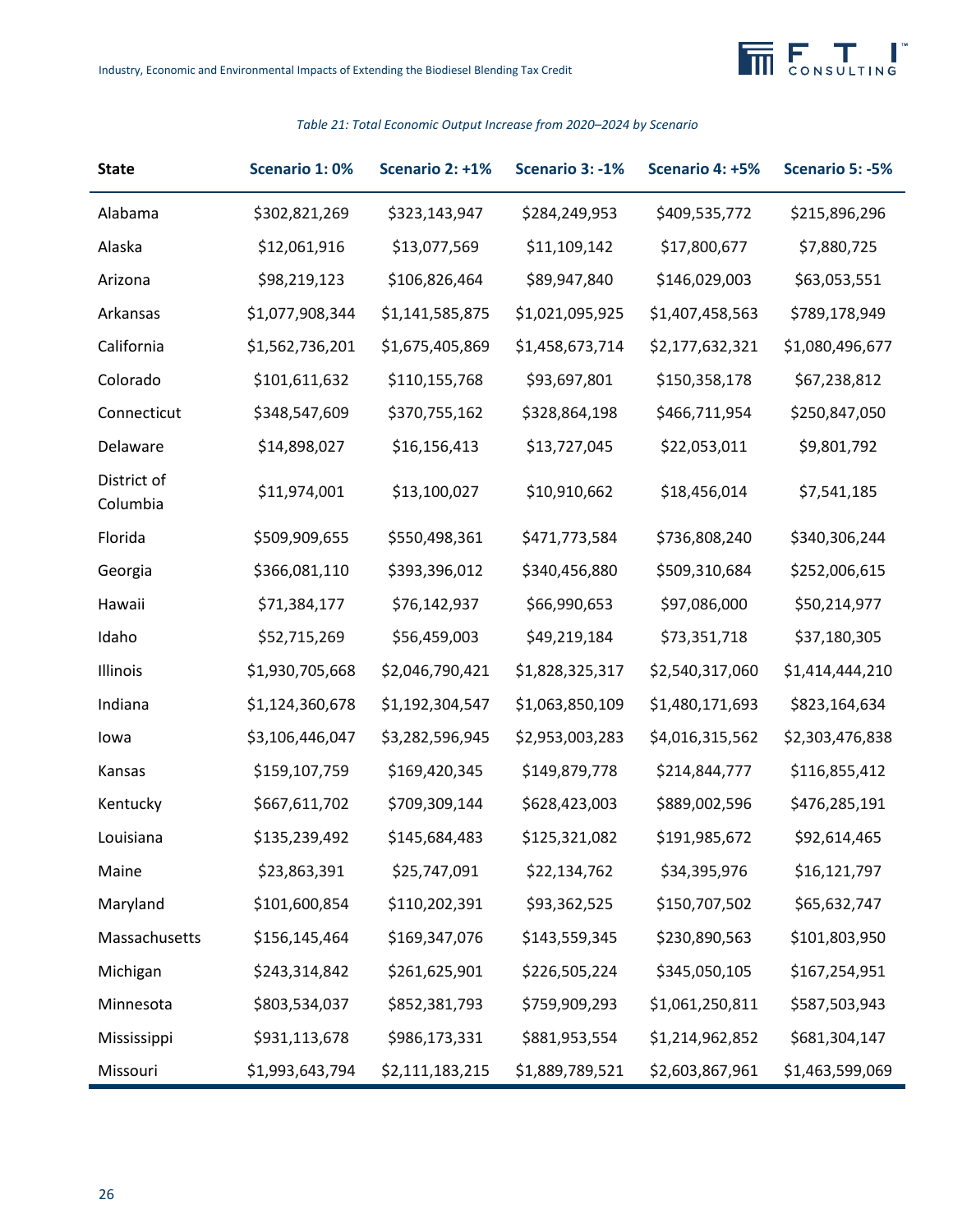*Table 21: Total Economic Output Increase from 2020–2024 by Scenario*

| State | Scenario 1: 0% | Scenario 2: +1% | Scenario 3: -1% | Scenario 4: +5% | Scenario 5: -5% |
|---|---|---|---|---|---|
| Alabama | $302,821,269 | $323,143,947 | $284,249,953 | $409,535,772 | $215,896,296 |
| Alaska | $12,061,916 | $13,077,569 | $11,109,142 | $17,800,677 | $7,880,725 |
| Arizona | $98,219,123 | $106,826,464 | $89,947,840 | $146,029,003 | $63,053,551 |
| Arkansas | $1,077,908,344 | $1,141,585,875 | $1,021,095,925 | $1,407,458,563 | $789,178,949 |
| California | $1,562,736,201 | $1,675,405,869 | $1,458,673,714 | $2,177,632,321 | $1,080,496,677 |
| Colorado | $101,611,632 | $110,155,768 | $93,697,801 | $150,358,178 | $67,238,812 |
| Connecticut | $348,547,609 | $370,755,162 | $328,864,198 | $466,711,954 | $250,847,050 |
| Delaware | $14,898,027 | $16,156,413 | $13,727,045 | $22,053,011 | $9,801,792 |
| District of Columbia | $11,974,001 | $13,100,027 | $10,910,662 | $18,456,014 | $7,541,185 |
| Florida | $509,909,655 | $550,498,361 | $471,773,584 | $736,808,240 | $340,306,244 |
| Georgia | $366,081,110 | $393,396,012 | $340,456,880 | $509,310,684 | $252,006,615 |
| Hawaii | $71,384,177 | $76,142,937 | $66,990,653 | $97,086,000 | $50,214,977 |
| Idaho | $52,715,269 | $56,459,003 | $49,219,184 | $73,351,718 | $37,180,305 |
| Illinois | $1,930,705,668 | $2,046,790,421 | $1,828,325,317 | $2,540,317,060 | $1,414,444,210 |
| Indiana | $1,124,360,678 | $1,192,304,547 | $1,063,850,109 | $1,480,171,693 | $823,164,634 |
| Iowa | $3,106,446,047 | $3,282,596,945 | $2,953,003,283 | $4,016,315,562 | $2,303,476,838 |
| Kansas | $159,107,759 | $169,420,345 | $149,879,778 | $214,844,777 | $116,855,412 |
| Kentucky | $667,611,702 | $709,309,144 | $628,423,003 | $889,002,596 | $476,285,191 |
| Louisiana | $135,239,492 | $145,684,483 | $125,321,082 | $191,985,672 | $92,614,465 |
| Maine | $23,863,391 | $25,747,091 | $22,134,762 | $34,395,976 | $16,121,797 |
| Maryland | $101,600,854 | $110,202,391 | $93,362,525 | $150,707,502 | $65,632,747 |
| Massachusetts | $156,145,464 | $169,347,076 | $143,559,345 | $230,890,563 | $101,803,950 |
| Michigan | $243,314,842 | $261,625,901 | $226,505,224 | $345,050,105 | $167,254,951 |
| Minnesota | $803,534,037 | $852,381,793 | $759,909,293 | $1,061,250,811 | $587,503,943 |
| Mississippi | $931,113,678 | $986,173,331 | $881,953,554 | $1,214,962,852 | $681,304,147 |
| Missouri | $1,993,643,794 | $2,111,183,215 | $1,889,789,521 | $2,603,867,961 | $1,463,599,069 |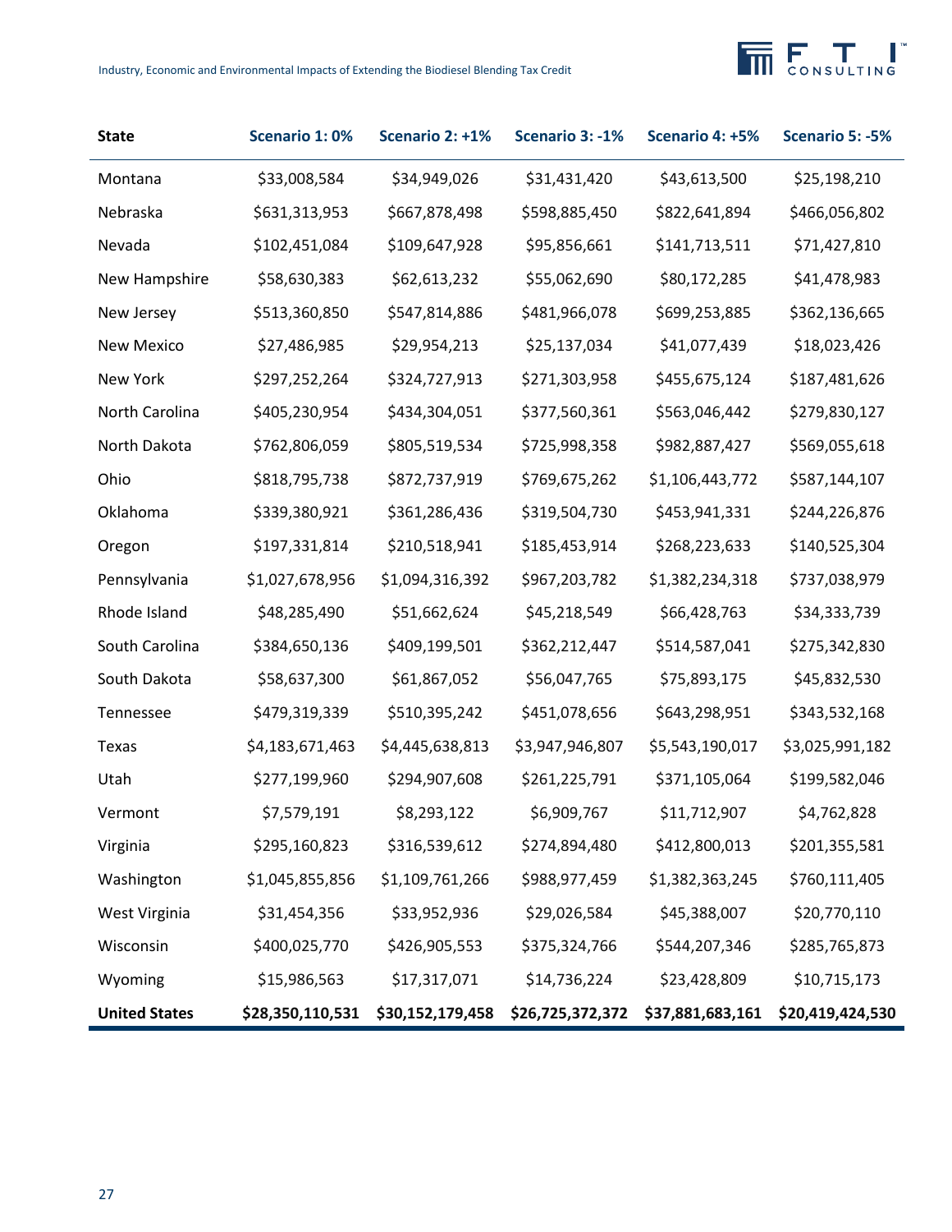| State | Scenario 1: 0% | Scenario 2: +1% | Scenario 3: -1% | Scenario 4: +5% | Scenario 5: -5% |
|---|---|---|---|---|---|
| Montana | $33,008,584 | $34,949,026 | $31,431,420 | $43,613,500 | $25,198,210 |
| Nebraska | $631,313,953 | $667,878,498 | $598,885,450 | $822,641,894 | $466,056,802 |
| Nevada | $102,451,084 | $109,647,928 | $95,856,661 | $141,713,511 | $71,427,810 |
| New Hampshire | $58,630,383 | $62,613,232 | $55,062,690 | $80,172,285 | $41,478,983 |
| New Jersey | $513,360,850 | $547,814,886 | $481,966,078 | $699,253,885 | $362,136,665 |
| New Mexico | $27,486,985 | $29,954,213 | $25,137,034 | $41,077,439 | $18,023,426 |
| New York | $297,252,264 | $324,727,913 | $271,303,958 | $455,675,124 | $187,481,626 |
| North Carolina | $405,230,954 | $434,304,051 | $377,560,361 | $563,046,442 | $279,830,127 |
| North Dakota | $762,806,059 | $805,519,534 | $725,998,358 | $982,887,427 | $569,055,618 |
| Ohio | $818,795,738 | $872,737,919 | $769,675,262 | $1,106,443,772 | $587,144,107 |
| Oklahoma | $339,380,921 | $361,286,436 | $319,504,730 | $453,941,331 | $244,226,876 |
| Oregon | $197,331,814 | $210,518,941 | $185,453,914 | $268,223,633 | $140,525,304 |
| Pennsylvania | $1,027,678,956 | $1,094,316,392 | $967,203,782 | $1,382,234,318 | $737,038,979 |
| Rhode Island | $48,285,490 | $51,662,624 | $45,218,549 | $66,428,763 | $34,333,739 |
| South Carolina | $384,650,136 | $409,199,501 | $362,212,447 | $514,587,041 | $275,342,830 |
| South Dakota | $58,637,300 | $61,867,052 | $56,047,765 | $75,893,175 | $45,832,530 |
| Tennessee | $479,319,339 | $510,395,242 | $451,078,656 | $643,298,951 | $343,532,168 |
| Texas | $4,183,671,463 | $4,445,638,813 | $3,947,946,807 | $5,543,190,017 | $3,025,991,182 |
| Utah | $277,199,960 | $294,907,608 | $261,225,791 | $371,105,064 | $199,582,046 |
| Vermont | $7,579,191 | $8,293,122 | $6,909,767 | $11,712,907 | $4,762,828 |
| Virginia | $295,160,823 | $316,539,612 | $274,894,480 | $412,800,013 | $201,355,581 |
| Washington | $1,045,855,856 | $1,109,761,266 | $988,977,459 | $1,382,363,245 | $760,111,405 |
| West Virginia | $31,454,356 | $33,952,936 | $29,026,584 | $45,388,007 | $20,770,110 |
| Wisconsin | $400,025,770 | $426,905,553 | $375,324,766 | $544,207,346 | $285,765,873 |
| Wyoming | $15,986,563 | $17,317,071 | $14,736,224 | $23,428,809 | $10,715,173 |
| **United States** | **$28,350,110,531** | **$30,152,179,458** | **$26,725,372,372** | **$37,881,683,161** | **$20,419,424,530** |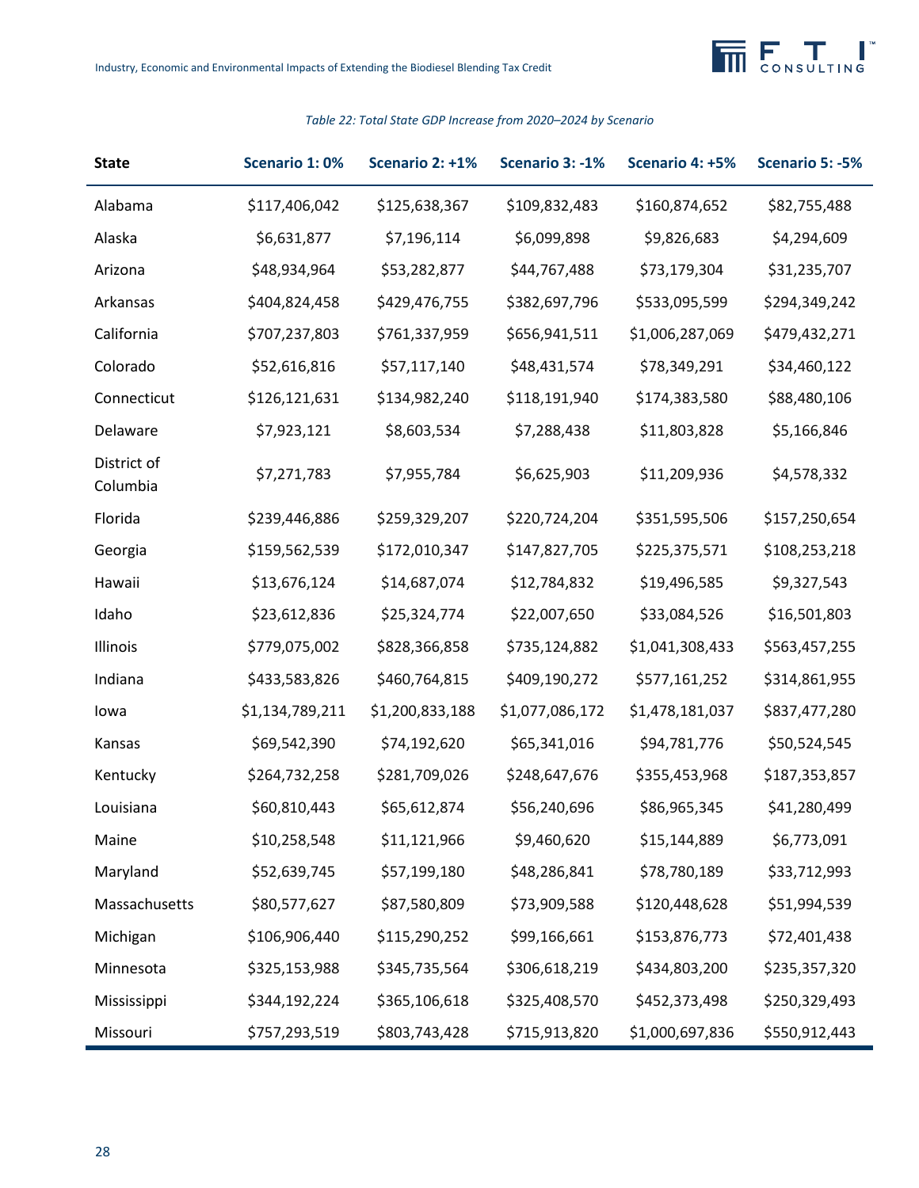*Table 22: Total State GDP Increase from 2020–2024 by Scenario*

| State | Scenario 1: 0% | Scenario 2: +1% | Scenario 3: -1% | Scenario 4: +5% | Scenario 5: -5% |
|---|---|---|---|---|---|
| Alabama | $117,406,042 | $125,638,367 | $109,832,483 | $160,874,652 | $82,755,488 |
| Alaska | $6,631,877 | $7,196,114 | $6,099,898 | $9,826,683 | $4,294,609 |
| Arizona | $48,934,964 | $53,282,877 | $44,767,488 | $73,179,304 | $31,235,707 |
| Arkansas | $404,824,458 | $429,476,755 | $382,697,796 | $533,095,599 | $294,349,242 |
| California | $707,237,803 | $761,337,959 | $656,941,511 | $1,006,287,069 | $479,432,271 |
| Colorado | $52,616,816 | $57,117,140 | $48,431,574 | $78,349,291 | $34,460,122 |
| Connecticut | $126,121,631 | $134,982,240 | $118,191,940 | $174,383,580 | $88,480,106 |
| Delaware | $7,923,121 | $8,603,534 | $7,288,438 | $11,803,828 | $5,166,846 |
| District of Columbia | $7,271,783 | $7,955,784 | $6,625,903 | $11,209,936 | $4,578,332 |
| Florida | $239,446,886 | $259,329,207 | $220,724,204 | $351,595,506 | $157,250,654 |
| Georgia | $159,562,539 | $172,010,347 | $147,827,705 | $225,375,571 | $108,253,218 |
| Hawaii | $13,676,124 | $14,687,074 | $12,784,832 | $19,496,585 | $9,327,543 |
| Idaho | $23,612,836 | $25,324,774 | $22,007,650 | $33,084,526 | $16,501,803 |
| Illinois | $779,075,002 | $828,366,858 | $735,124,882 | $1,041,308,433 | $563,457,255 |
| Indiana | $433,583,826 | $460,764,815 | $409,190,272 | $577,161,252 | $314,861,955 |
| Iowa | $1,134,789,211 | $1,200,833,188 | $1,077,086,172 | $1,478,181,037 | $837,477,280 |
| Kansas | $69,542,390 | $74,192,620 | $65,341,016 | $94,781,776 | $50,524,545 |
| Kentucky | $264,732,258 | $281,709,026 | $248,647,676 | $355,453,968 | $187,353,857 |
| Louisiana | $60,810,443 | $65,612,874 | $56,240,696 | $86,965,345 | $41,280,499 |
| Maine | $10,258,548 | $11,121,966 | $9,460,620 | $15,144,889 | $6,773,091 |
| Maryland | $52,639,745 | $57,199,180 | $48,286,841 | $78,780,189 | $33,712,993 |
| Massachusetts | $80,577,627 | $87,580,809 | $73,909,588 | $120,448,628 | $51,994,539 |
| Michigan | $106,906,440 | $115,290,252 | $99,166,661 | $153,876,773 | $72,401,438 |
| Minnesota | $325,153,988 | $345,735,564 | $306,618,219 | $434,803,200 | $235,357,320 |
| Mississippi | $344,192,224 | $365,106,618 | $325,408,570 | $452,373,498 | $250,329,493 |
| Missouri | $757,293,519 | $803,743,428 | $715,913,820 | $1,000,697,836 | $550,912,443 |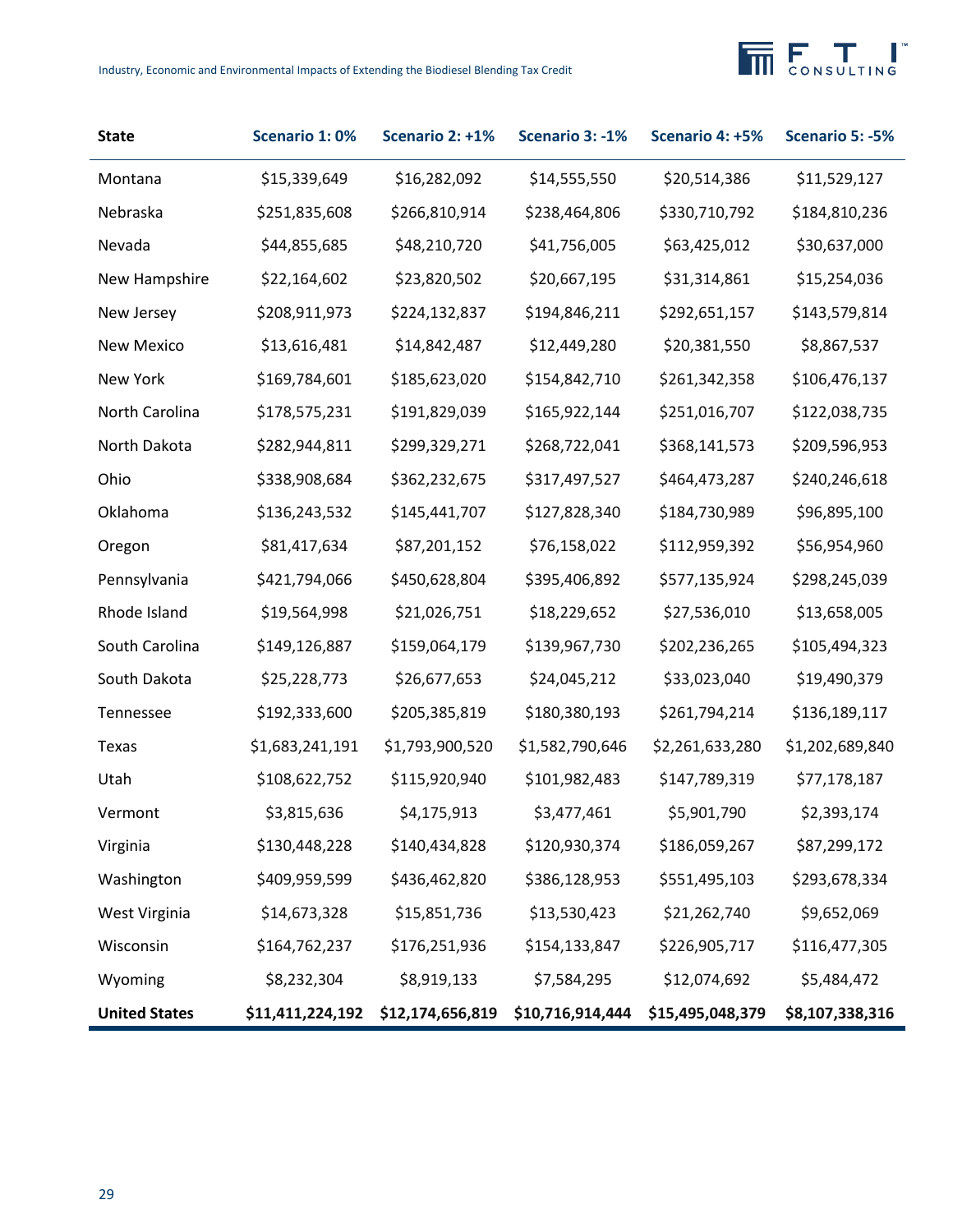| State | Scenario 1: 0% | Scenario 2: +1% | Scenario 3: -1% | Scenario 4: +5% | Scenario 5: -5% |
|---|---|---|---|---|---|
| Montana | $15,339,649 | $16,282,092 | $14,555,550 | $20,514,386 | $11,529,127 |
| Nebraska | $251,835,608 | $266,810,914 | $238,464,806 | $330,710,792 | $184,810,236 |
| Nevada | $44,855,685 | $48,210,720 | $41,756,005 | $63,425,012 | $30,637,000 |
| New Hampshire | $22,164,602 | $23,820,502 | $20,667,195 | $31,314,861 | $15,254,036 |
| New Jersey | $208,911,973 | $224,132,837 | $194,846,211 | $292,651,157 | $143,579,814 |
| New Mexico | $13,616,481 | $14,842,487 | $12,449,280 | $20,381,550 | $8,867,537 |
| New York | $169,784,601 | $185,623,020 | $154,842,710 | $261,342,358 | $106,476,137 |
| North Carolina | $178,575,231 | $191,829,039 | $165,922,144 | $251,016,707 | $122,038,735 |
| North Dakota | $282,944,811 | $299,329,271 | $268,722,041 | $368,141,573 | $209,596,953 |
| Ohio | $338,908,684 | $362,232,675 | $317,497,527 | $464,473,287 | $240,246,618 |
| Oklahoma | $136,243,532 | $145,441,707 | $127,828,340 | $184,730,989 | $96,895,100 |
| Oregon | $81,417,634 | $87,201,152 | $76,158,022 | $112,959,392 | $56,954,960 |
| Pennsylvania | $421,794,066 | $450,628,804 | $395,406,892 | $577,135,924 | $298,245,039 |
| Rhode Island | $19,564,998 | $21,026,751 | $18,229,652 | $27,536,010 | $13,658,005 |
| South Carolina | $149,126,887 | $159,064,179 | $139,967,730 | $202,236,265 | $105,494,323 |
| South Dakota | $25,228,773 | $26,677,653 | $24,045,212 | $33,023,040 | $19,490,379 |
| Tennessee | $192,333,600 | $205,385,819 | $180,380,193 | $261,794,214 | $136,189,117 |
| Texas | $1,683,241,191 | $1,793,900,520 | $1,582,790,646 | $2,261,633,280 | $1,202,689,840 |
| Utah | $108,622,752 | $115,920,940 | $101,982,483 | $147,789,319 | $77,178,187 |
| Vermont | $3,815,636 | $4,175,913 | $3,477,461 | $5,901,790 | $2,393,174 |
| Virginia | $130,448,228 | $140,434,828 | $120,930,374 | $186,059,267 | $87,299,172 |
| Washington | $409,959,599 | $436,462,820 | $386,128,953 | $551,495,103 | $293,678,334 |
| West Virginia | $14,673,328 | $15,851,736 | $13,530,423 | $21,262,740 | $9,652,069 |
| Wisconsin | $164,762,237 | $176,251,936 | $154,133,847 | $226,905,717 | $116,477,305 |
| Wyoming | $8,232,304 | $8,919,133 | $7,584,295 | $12,074,692 | $5,484,472 |
| **United States** | **$11,411,224,192** | **$12,174,656,819** | **$10,716,914,444** | **$15,495,048,379** | **$8,107,338,316** |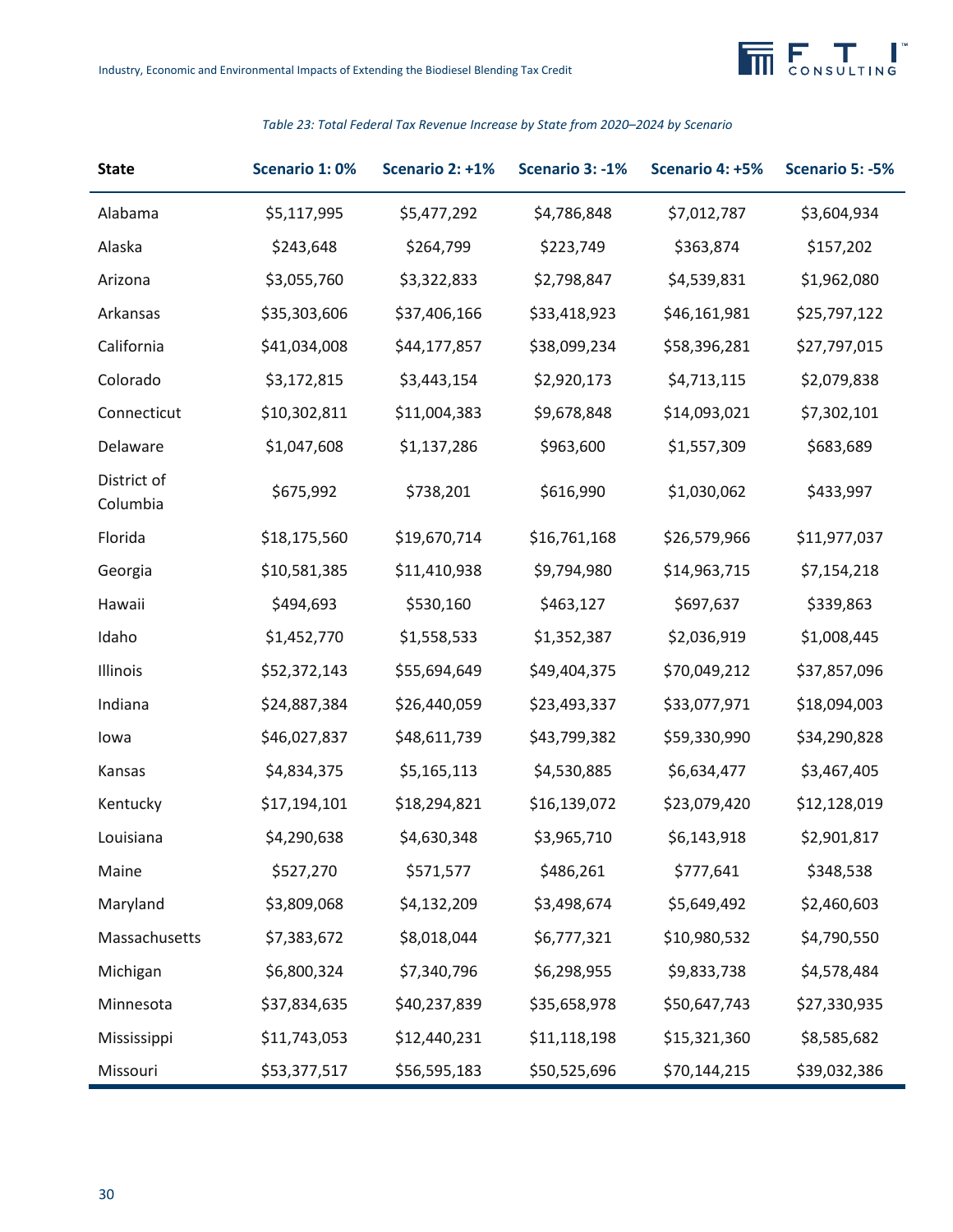*Table 23: Total Federal Tax Revenue Increase by State from 2020–2024 by Scenario*

| State | Scenario 1: 0% | Scenario 2: +1% | Scenario 3: -1% | Scenario 4: +5% | Scenario 5: -5% |
|---|---|---|---|---|---|
| Alabama | $5,117,995 | $5,477,292 | $4,786,848 | $7,012,787 | $3,604,934 |
| Alaska | $243,648 | $264,799 | $223,749 | $363,874 | $157,202 |
| Arizona | $3,055,760 | $3,322,833 | $2,798,847 | $4,539,831 | $1,962,080 |
| Arkansas | $35,303,606 | $37,406,166 | $33,418,923 | $46,161,981 | $25,797,122 |
| California | $41,034,008 | $44,177,857 | $38,099,234 | $58,396,281 | $27,797,015 |
| Colorado | $3,172,815 | $3,443,154 | $2,920,173 | $4,713,115 | $2,079,838 |
| Connecticut | $10,302,811 | $11,004,383 | $9,678,848 | $14,093,021 | $7,302,101 |
| Delaware | $1,047,608 | $1,137,286 | $963,600 | $1,557,309 | $683,689 |
| District of Columbia | $675,992 | $738,201 | $616,990 | $1,030,062 | $433,997 |
| Florida | $18,175,560 | $19,670,714 | $16,761,168 | $26,579,966 | $11,977,037 |
| Georgia | $10,581,385 | $11,410,938 | $9,794,980 | $14,963,715 | $7,154,218 |
| Hawaii | $494,693 | $530,160 | $463,127 | $697,637 | $339,863 |
| Idaho | $1,452,770 | $1,558,533 | $1,352,387 | $2,036,919 | $1,008,445 |
| Illinois | $52,372,143 | $55,694,649 | $49,404,375 | $70,049,212 | $37,857,096 |
| Indiana | $24,887,384 | $26,440,059 | $23,493,337 | $33,077,971 | $18,094,003 |
| Iowa | $46,027,837 | $48,611,739 | $43,799,382 | $59,330,990 | $34,290,828 |
| Kansas | $4,834,375 | $5,165,113 | $4,530,885 | $6,634,477 | $3,467,405 |
| Kentucky | $17,194,101 | $18,294,821 | $16,139,072 | $23,079,420 | $12,128,019 |
| Louisiana | $4,290,638 | $4,630,348 | $3,965,710 | $6,143,918 | $2,901,817 |
| Maine | $527,270 | $571,577 | $486,261 | $777,641 | $348,538 |
| Maryland | $3,809,068 | $4,132,209 | $3,498,674 | $5,649,492 | $2,460,603 |
| Massachusetts | $7,383,672 | $8,018,044 | $6,777,321 | $10,980,532 | $4,790,550 |
| Michigan | $6,800,324 | $7,340,796 | $6,298,955 | $9,833,738 | $4,578,484 |
| Minnesota | $37,834,635 | $40,237,839 | $35,658,978 | $50,647,743 | $27,330,935 |
| Mississippi | $11,743,053 | $12,440,231 | $11,118,198 | $15,321,360 | $8,585,682 |
| Missouri | $53,377,517 | $56,595,183 | $50,525,696 | $70,144,215 | $39,032,386 |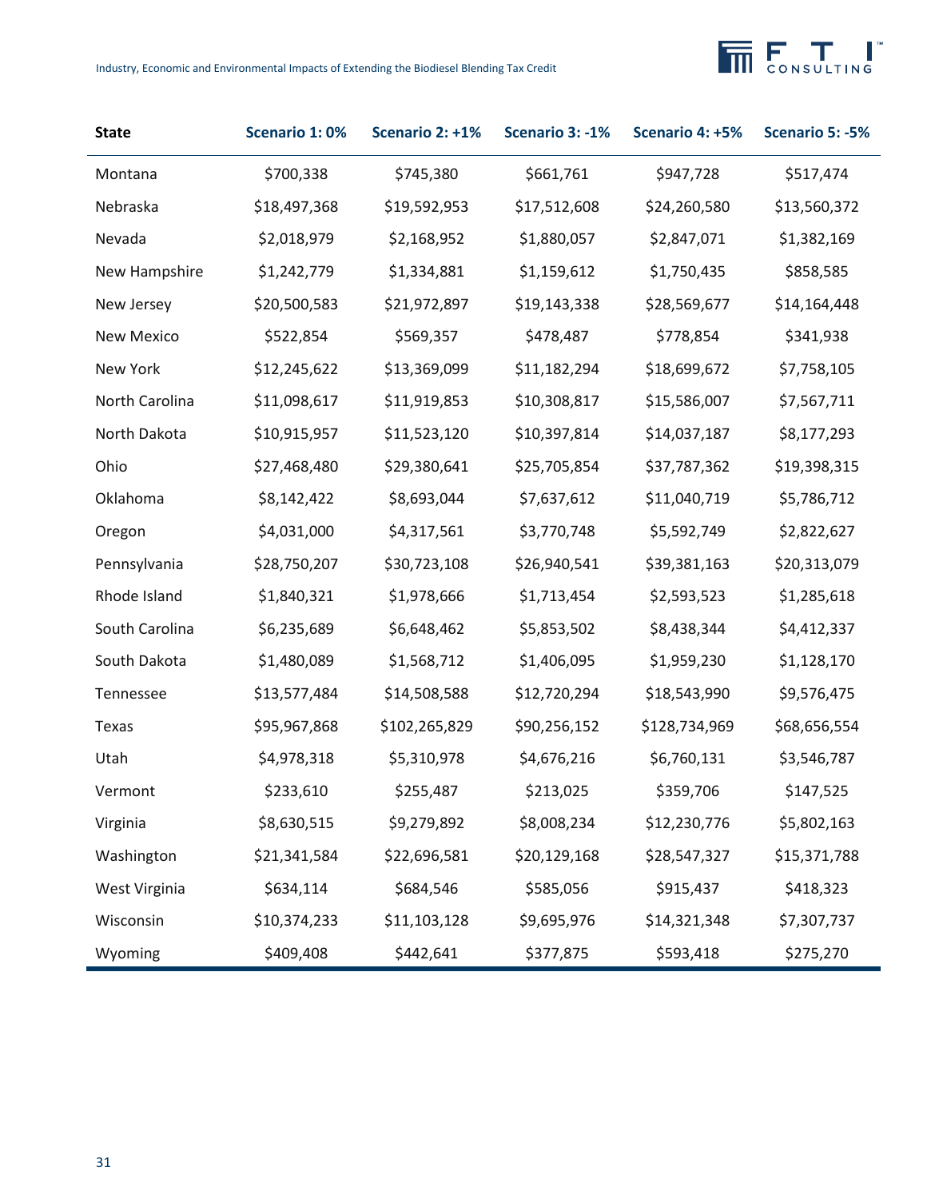| State | Scenario 1: 0% | Scenario 2: +1% | Scenario 3: -1% | Scenario 4: +5% | Scenario 5: -5% |
|---|---|---|---|---|---|
| Montana | $700,338 | $745,380 | $661,761 | $947,728 | $517,474 |
| Nebraska | $18,497,368 | $19,592,953 | $17,512,608 | $24,260,580 | $13,560,372 |
| Nevada | $2,018,979 | $2,168,952 | $1,880,057 | $2,847,071 | $1,382,169 |
| New Hampshire | $1,242,779 | $1,334,881 | $1,159,612 | $1,750,435 | $858,585 |
| New Jersey | $20,500,583 | $21,972,897 | $19,143,338 | $28,569,677 | $14,164,448 |
| New Mexico | $522,854 | $569,357 | $478,487 | $778,854 | $341,938 |
| New York | $12,245,622 | $13,369,099 | $11,182,294 | $18,699,672 | $7,758,105 |
| North Carolina | $11,098,617 | $11,919,853 | $10,308,817 | $15,586,007 | $7,567,711 |
| North Dakota | $10,915,957 | $11,523,120 | $10,397,814 | $14,037,187 | $8,177,293 |
| Ohio | $27,468,480 | $29,380,641 | $25,705,854 | $37,787,362 | $19,398,315 |
| Oklahoma | $8,142,422 | $8,693,044 | $7,637,612 | $11,040,719 | $5,786,712 |
| Oregon | $4,031,000 | $4,317,561 | $3,770,748 | $5,592,749 | $2,822,627 |
| Pennsylvania | $28,750,207 | $30,723,108 | $26,940,541 | $39,381,163 | $20,313,079 |
| Rhode Island | $1,840,321 | $1,978,666 | $1,713,454 | $2,593,523 | $1,285,618 |
| South Carolina | $6,235,689 | $6,648,462 | $5,853,502 | $8,438,344 | $4,412,337 |
| South Dakota | $1,480,089 | $1,568,712 | $1,406,095 | $1,959,230 | $1,128,170 |
| Tennessee | $13,577,484 | $14,508,588 | $12,720,294 | $18,543,990 | $9,576,475 |
| Texas | $95,967,868 | $102,265,829 | $90,256,152 | $128,734,969 | $68,656,554 |
| Utah | $4,978,318 | $5,310,978 | $4,676,216 | $6,760,131 | $3,546,787 |
| Vermont | $233,610 | $255,487 | $213,025 | $359,706 | $147,525 |
| Virginia | $8,630,515 | $9,279,892 | $8,008,234 | $12,230,776 | $5,802,163 |
| Washington | $21,341,584 | $22,696,581 | $20,129,168 | $28,547,327 | $15,371,788 |
| West Virginia | $634,114 | $684,546 | $585,056 | $915,437 | $418,323 |
| Wisconsin | $10,374,233 | $11,103,128 | $9,695,976 | $14,321,348 | $7,307,737 |
| Wyoming | $409,408 | $442,641 | $377,875 | $593,418 | $275,270 |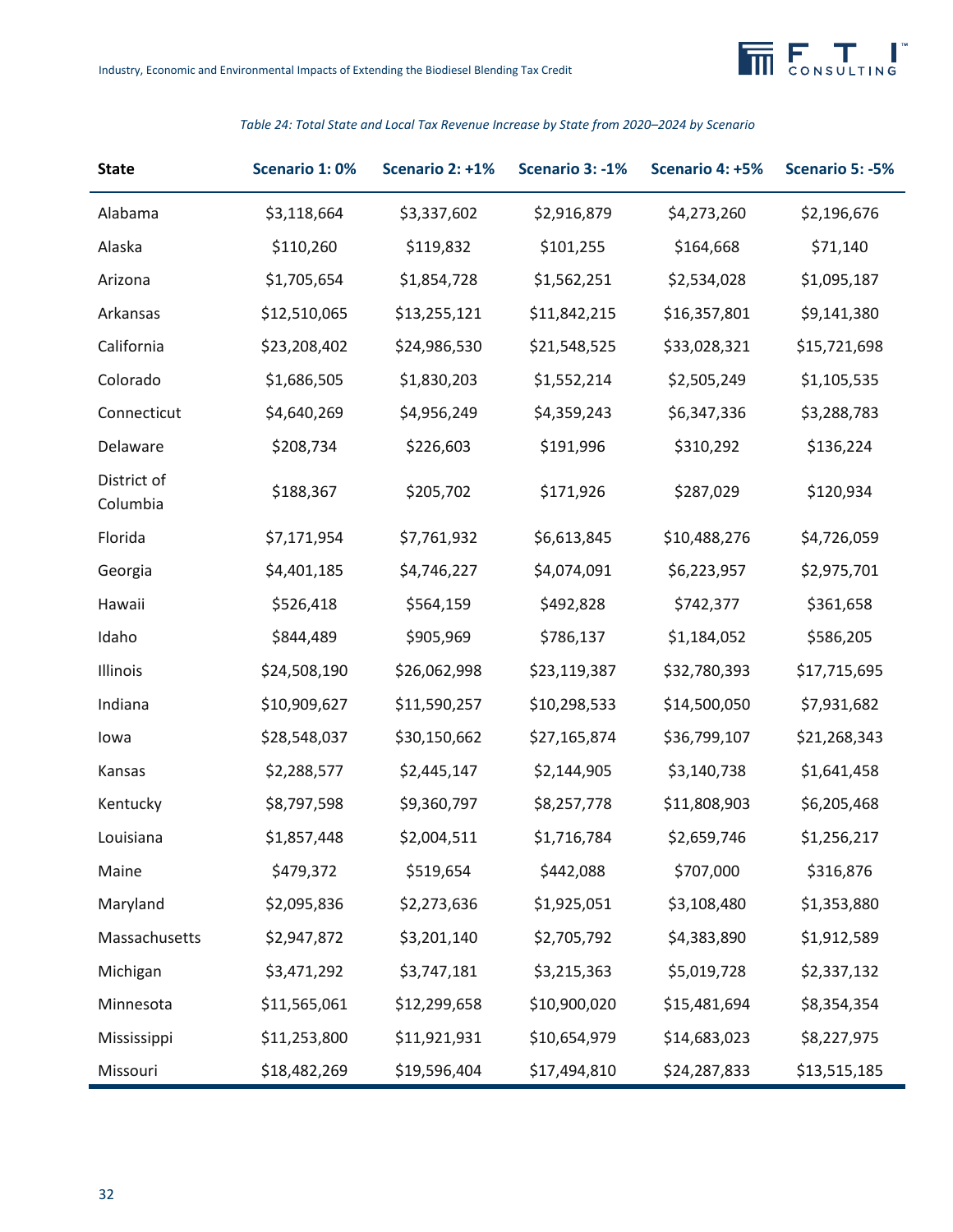*Table 24: Total State and Local Tax Revenue Increase by State from 2020–2024 by Scenario*

| State | Scenario 1: 0% | Scenario 2: +1% | Scenario 3: -1% | Scenario 4: +5% | Scenario 5: -5% |
|---|---|---|---|---|---|
| Alabama | $3,118,664 | $3,337,602 | $2,916,879 | $4,273,260 | $2,196,676 |
| Alaska | $110,260 | $119,832 | $101,255 | $164,668 | $71,140 |
| Arizona | $1,705,654 | $1,854,728 | $1,562,251 | $2,534,028 | $1,095,187 |
| Arkansas | $12,510,065 | $13,255,121 | $11,842,215 | $16,357,801 | $9,141,380 |
| California | $23,208,402 | $24,986,530 | $21,548,525 | $33,028,321 | $15,721,698 |
| Colorado | $1,686,505 | $1,830,203 | $1,552,214 | $2,505,249 | $1,105,535 |
| Connecticut | $4,640,269 | $4,956,249 | $4,359,243 | $6,347,336 | $3,288,783 |
| Delaware | $208,734 | $226,603 | $191,996 | $310,292 | $136,224 |
| District of Columbia | $188,367 | $205,702 | $171,926 | $287,029 | $120,934 |
| Florida | $7,171,954 | $7,761,932 | $6,613,845 | $10,488,276 | $4,726,059 |
| Georgia | $4,401,185 | $4,746,227 | $4,074,091 | $6,223,957 | $2,975,701 |
| Hawaii | $526,418 | $564,159 | $492,828 | $742,377 | $361,658 |
| Idaho | $844,489 | $905,969 | $786,137 | $1,184,052 | $586,205 |
| Illinois | $24,508,190 | $26,062,998 | $23,119,387 | $32,780,393 | $17,715,695 |
| Indiana | $10,909,627 | $11,590,257 | $10,298,533 | $14,500,050 | $7,931,682 |
| Iowa | $28,548,037 | $30,150,662 | $27,165,874 | $36,799,107 | $21,268,343 |
| Kansas | $2,288,577 | $2,445,147 | $2,144,905 | $3,140,738 | $1,641,458 |
| Kentucky | $8,797,598 | $9,360,797 | $8,257,778 | $11,808,903 | $6,205,468 |
| Louisiana | $1,857,448 | $2,004,511 | $1,716,784 | $2,659,746 | $1,256,217 |
| Maine | $479,372 | $519,654 | $442,088 | $707,000 | $316,876 |
| Maryland | $2,095,836 | $2,273,636 | $1,925,051 | $3,108,480 | $1,353,880 |
| Massachusetts | $2,947,872 | $3,201,140 | $2,705,792 | $4,383,890 | $1,912,589 |
| Michigan | $3,471,292 | $3,747,181 | $3,215,363 | $5,019,728 | $2,337,132 |
| Minnesota | $11,565,061 | $12,299,658 | $10,900,020 | $15,481,694 | $8,354,354 |
| Mississippi | $11,253,800 | $11,921,931 | $10,654,979 | $14,683,023 | $8,227,975 |
| Missouri | $18,482,269 | $19,596,404 | $17,494,810 | $24,287,833 | $13,515,185 |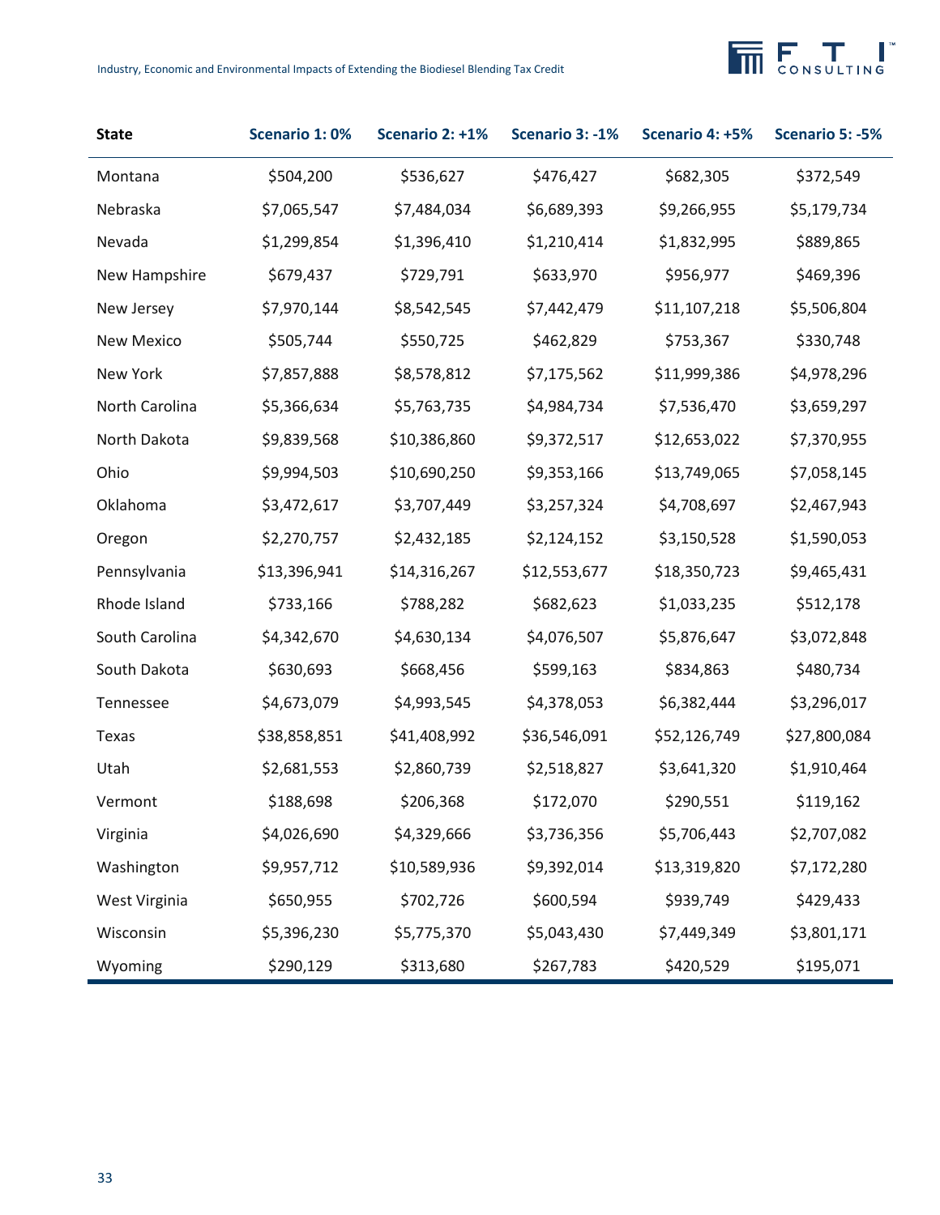| State | Scenario 1: 0% | Scenario 2: +1% | Scenario 3: -1% | Scenario 4: +5% | Scenario 5: -5% |
|---|---|---|---|---|---|
| Montana | $504,200 | $536,627 | $476,427 | $682,305 | $372,549 |
| Nebraska | $7,065,547 | $7,484,034 | $6,689,393 | $9,266,955 | $5,179,734 |
| Nevada | $1,299,854 | $1,396,410 | $1,210,414 | $1,832,995 | $889,865 |
| New Hampshire | $679,437 | $729,791 | $633,970 | $956,977 | $469,396 |
| New Jersey | $7,970,144 | $8,542,545 | $7,442,479 | $11,107,218 | $5,506,804 |
| New Mexico | $505,744 | $550,725 | $462,829 | $753,367 | $330,748 |
| New York | $7,857,888 | $8,578,812 | $7,175,562 | $11,999,386 | $4,978,296 |
| North Carolina | $5,366,634 | $5,763,735 | $4,984,734 | $7,536,470 | $3,659,297 |
| North Dakota | $9,839,568 | $10,386,860 | $9,372,517 | $12,653,022 | $7,370,955 |
| Ohio | $9,994,503 | $10,690,250 | $9,353,166 | $13,749,065 | $7,058,145 |
| Oklahoma | $3,472,617 | $3,707,449 | $3,257,324 | $4,708,697 | $2,467,943 |
| Oregon | $2,270,757 | $2,432,185 | $2,124,152 | $3,150,528 | $1,590,053 |
| Pennsylvania | $13,396,941 | $14,316,267 | $12,553,677 | $18,350,723 | $9,465,431 |
| Rhode Island | $733,166 | $788,282 | $682,623 | $1,033,235 | $512,178 |
| South Carolina | $4,342,670 | $4,630,134 | $4,076,507 | $5,876,647 | $3,072,848 |
| South Dakota | $630,693 | $668,456 | $599,163 | $834,863 | $480,734 |
| Tennessee | $4,673,079 | $4,993,545 | $4,378,053 | $6,382,444 | $3,296,017 |
| Texas | $38,858,851 | $41,408,992 | $36,546,091 | $52,126,749 | $27,800,084 |
| Utah | $2,681,553 | $2,860,739 | $2,518,827 | $3,641,320 | $1,910,464 |
| Vermont | $188,698 | $206,368 | $172,070 | $290,551 | $119,162 |
| Virginia | $4,026,690 | $4,329,666 | $3,736,356 | $5,706,443 | $2,707,082 |
| Washington | $9,957,712 | $10,589,936 | $9,392,014 | $13,319,820 | $7,172,280 |
| West Virginia | $650,955 | $702,726 | $600,594 | $939,749 | $429,433 |
| Wisconsin | $5,396,230 | $5,775,370 | $5,043,430 | $7,449,349 | $3,801,171 |
| Wyoming | $290,129 | $313,680 | $267,783 | $420,529 | $195,071 |